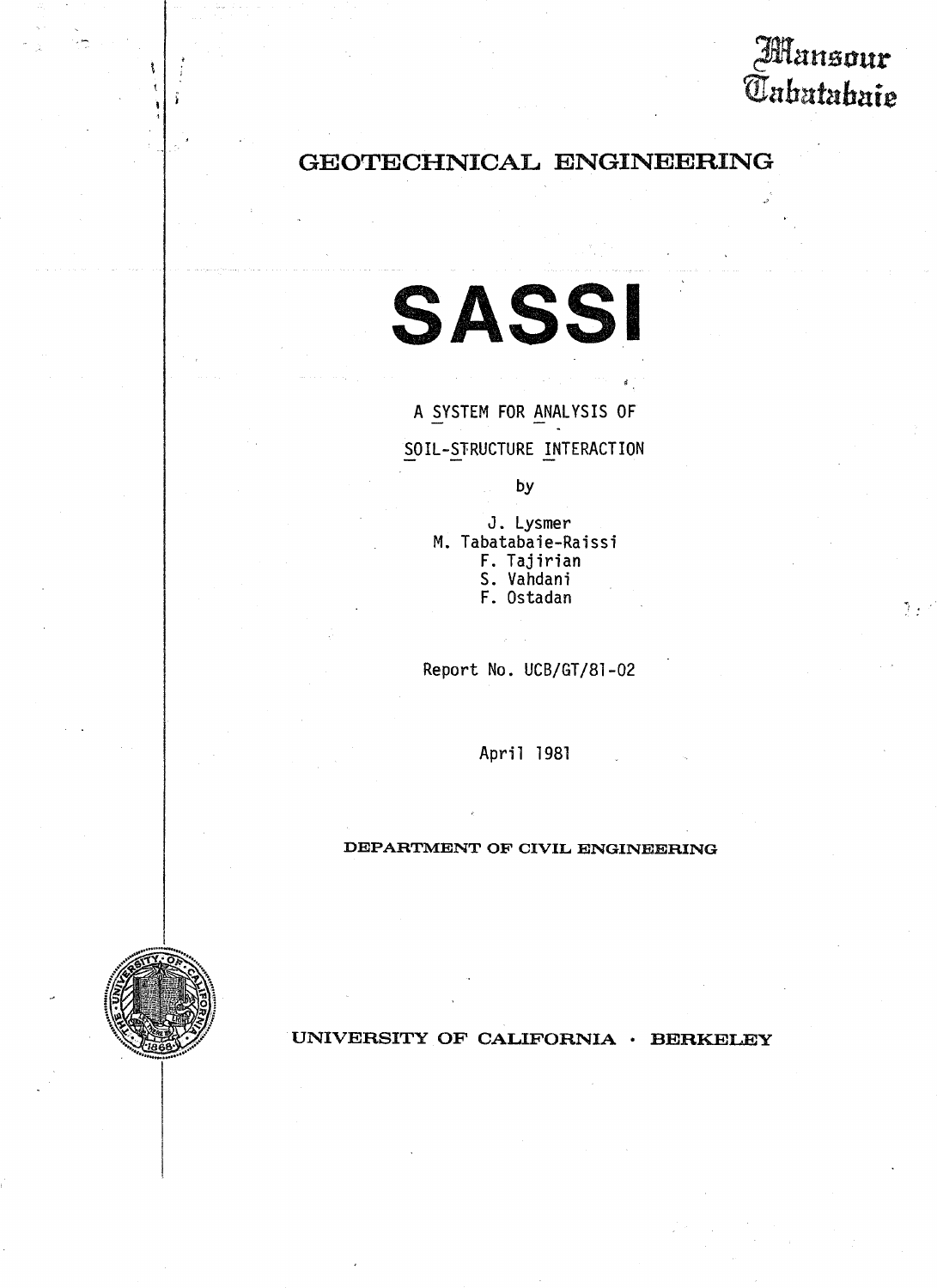Mansour Tabatabaie

GEOTECHNICAL ENGINEERING

# SASSI

A SYSTEM FOR ANALYSIS OF

SOIL-STRUCTURE INTERACTION

by

J. Lysmer
M. Tabatabaie-Raissi
F. Tajirian
S. Vahdani
F. Ostadan

Report No. UCB/GT/81-02

April 1981

DEPARTMENT OF CIVIL ENGINEERING

UNIVERSITY OF CALIFORNIA · BERKELEY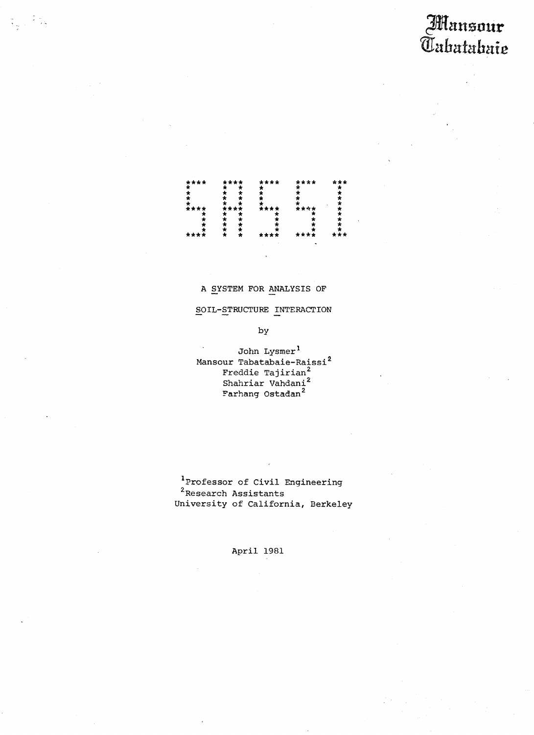Mansour Tabatabaie

```
****   ****   ****   ****    ***
*      *  *   *      *        *
*      *  *   *      *        *
*      *  *   *      *        *
****   ****   ****   ****     *
   *   *  *      *      *     *
   *   *  *      *      *     *
   *   *  *      *      *     *
****   *  *   ****   ****    ***
```

A SYSTEM FOR ANALYSIS OF

SOIL-STRUCTURE INTERACTION

by

John Lysmer[1]
Mansour Tabatabaie-Raissi[2]
Freddie Tajirian[2]
Shahriar Vahdani[2]
Farhang Ostadan[2]

[1]Professor of Civil Engineering
[2]Research Assistants
University of California, Berkeley

April 1981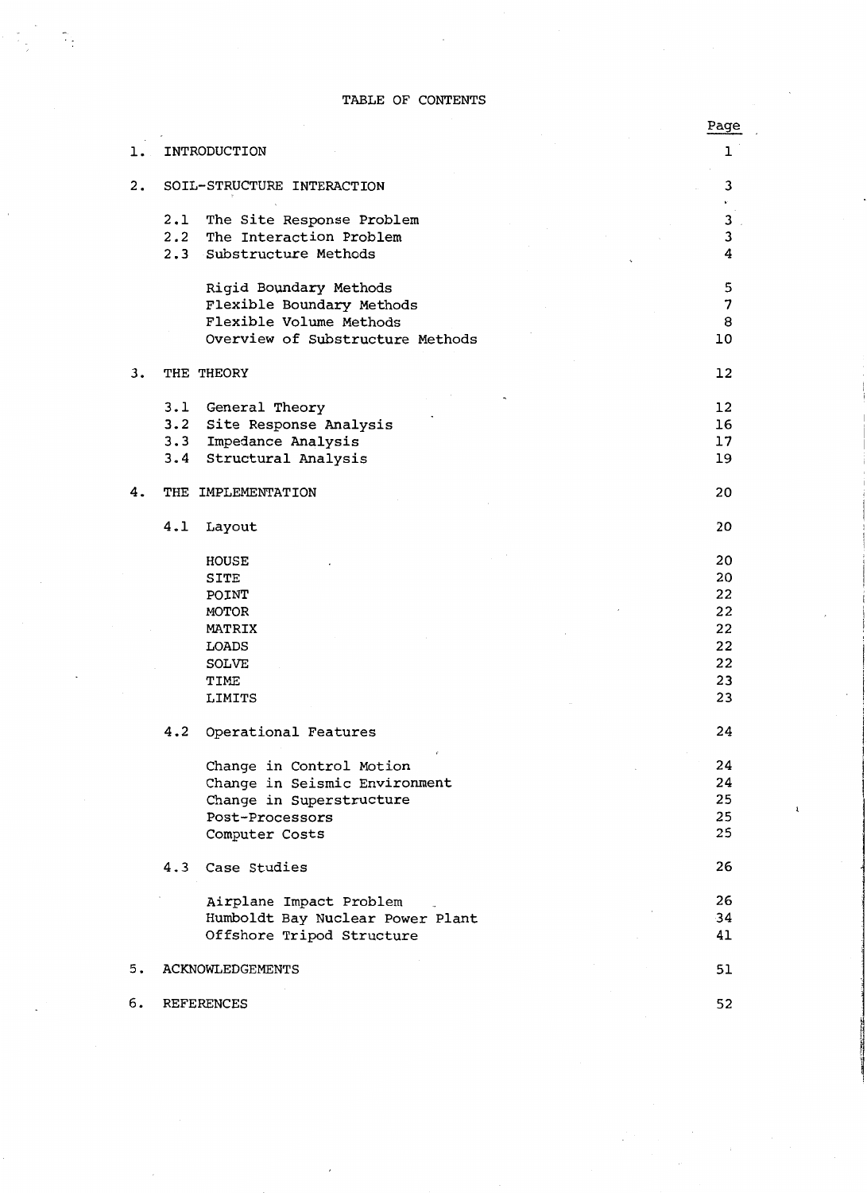# TABLE OF CONTENTS

| | | Page |
|---|---|---|
| 1. | INTRODUCTION | 1 |
| 2. | SOIL-STRUCTURE INTERACTION | 3 |
| | 2.1 The Site Response Problem | 3 |
| | 2.2 The Interaction Problem | 3 |
| | 2.3 Substructure Methods | 4 |
| | Rigid Boundary Methods | 5 |
| | Flexible Boundary Methods | 7 |
| | Flexible Volume Methods | 8 |
| | Overview of Substructure Methods | 10 |
| 3. | THE THEORY | 12 |
| | 3.1 General Theory | 12 |
| | 3.2 Site Response Analysis | 16 |
| | 3.3 Impedance Analysis | 17 |
| | 3.4 Structural Analysis | 19 |
| 4. | THE IMPLEMENTATION | 20 |
| | 4.1 Layout | 20 |
| | HOUSE | 20 |
| | SITE | 20 |
| | POINT | 22 |
| | MOTOR | 22 |
| | MATRIX | 22 |
| | LOADS | 22 |
| | SOLVE | 22 |
| | TIME | 23 |
| | LIMITS | 23 |
| | 4.2 Operational Features | 24 |
| | Change in Control Motion | 24 |
| | Change in Seismic Environment | 24 |
| | Change in Superstructure | 25 |
| | Post-Processors | 25 |
| | Computer Costs | 25 |
| | 4.3 Case Studies | 26 |
| | Airplane Impact Problem | 26 |
| | Humboldt Bay Nuclear Power Plant | 34 |
| | Offshore Tripod Structure | 41 |
| 5. | ACKNOWLEDGEMENTS | 51 |
| 6. | REFERENCES | 52 |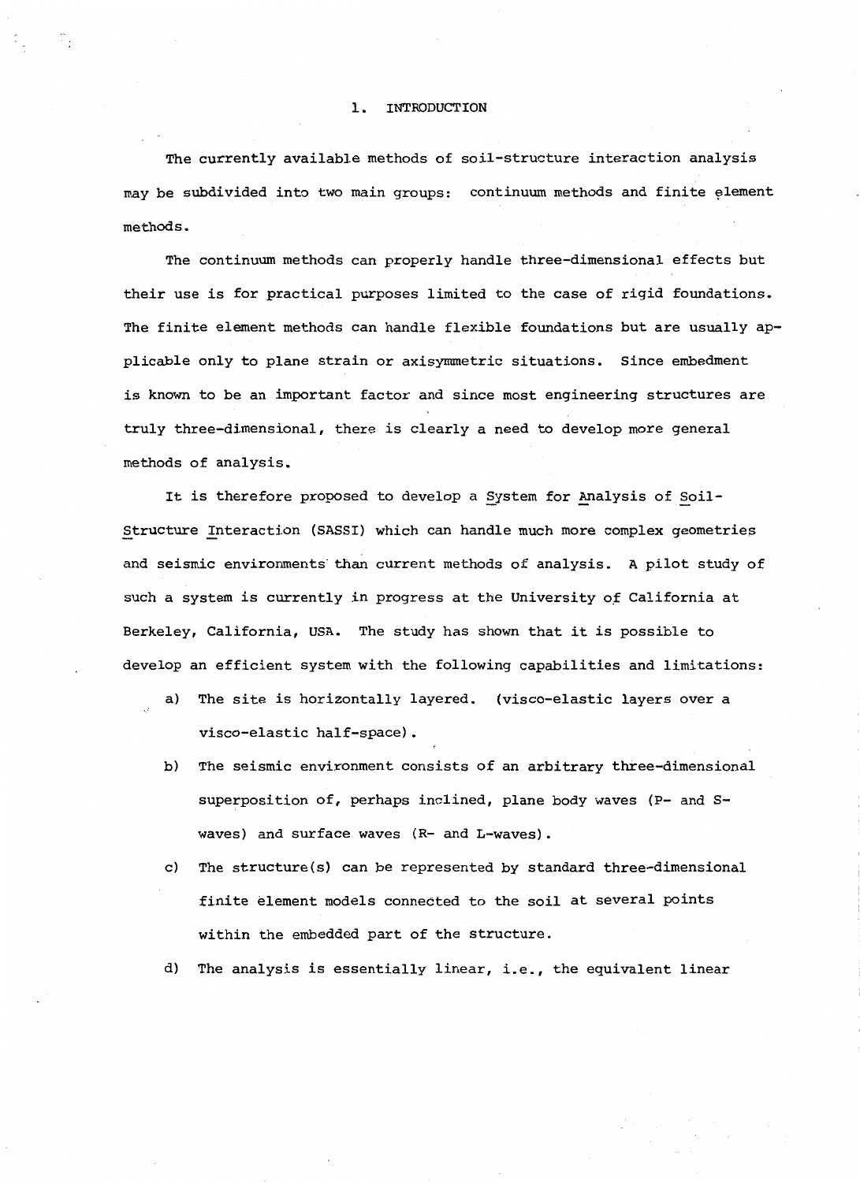# 1. INTRODUCTION

The currently available methods of soil-structure interaction analysis may be subdivided into two main groups: continuum methods and finite element methods.

The continuum methods can properly handle three-dimensional effects but their use is for practical purposes limited to the case of rigid foundations. The finite element methods can handle flexible foundations but are usually applicable only to plane strain or axisymmetric situations. Since embedment is known to be an important factor and since most engineering structures are truly three-dimensional, there is clearly a need to develop more general methods of analysis.

It is therefore proposed to develop a System for Analysis of Soil-Structure Interaction (SASSI) which can handle much more complex geometries and seismic environments than current methods of analysis. A pilot study of such a system is currently in progress at the University of California at Berkeley, California, USA. The study has shown that it is possible to develop an efficient system with the following capabilities and limitations:

a) The site is horizontally layered. (visco-elastic layers over a visco-elastic half-space).

b) The seismic environment consists of an arbitrary three-dimensional superposition of, perhaps inclined, plane body waves (P- and S-waves) and surface waves (R- and L-waves).

c) The structure(s) can be represented by standard three-dimensional finite element models connected to the soil at several points within the embedded part of the structure.

d) The analysis is essentially linear, i.e., the equivalent linear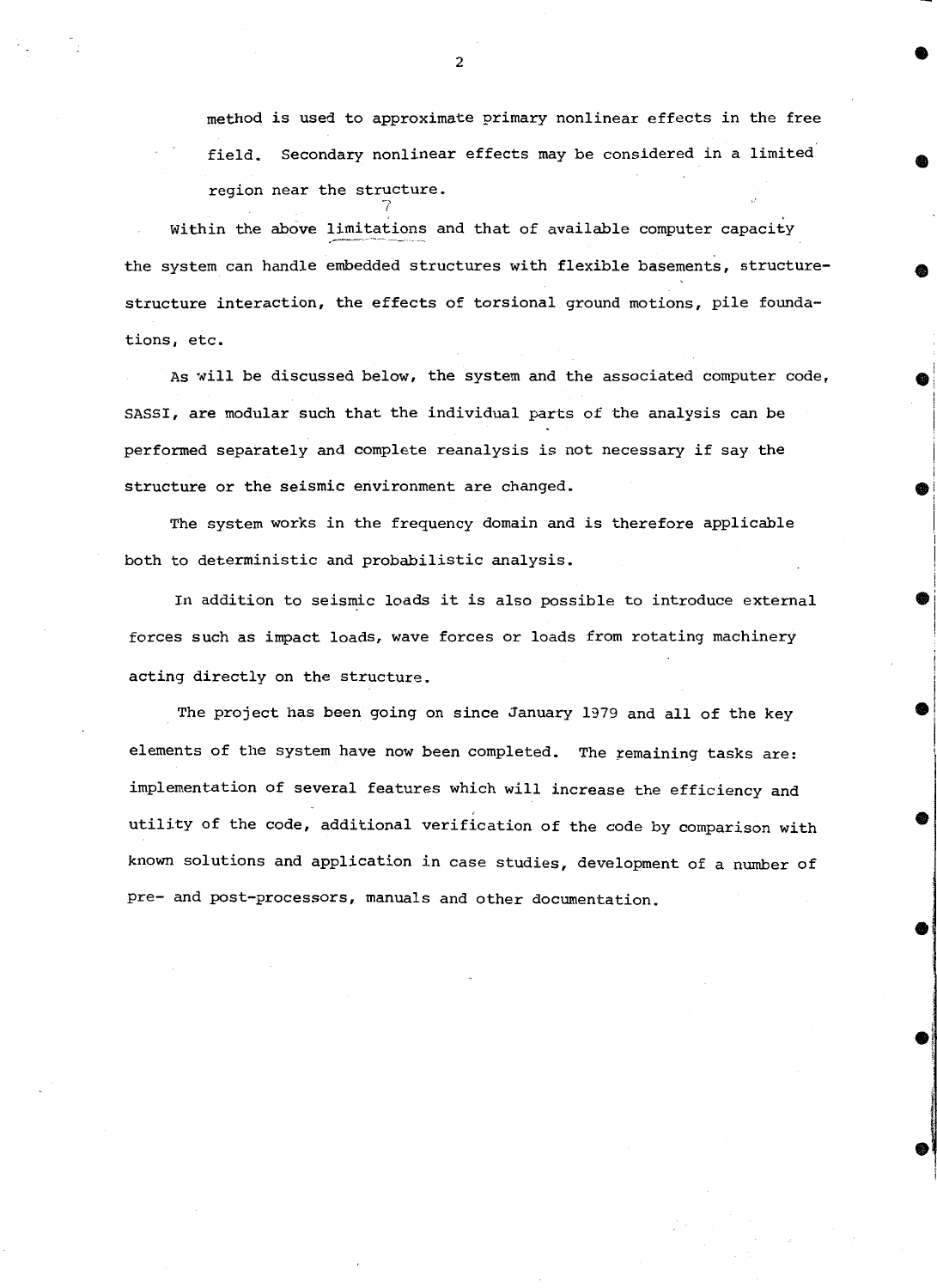method is used to approximate primary nonlinear effects in the free field. Secondary nonlinear effects may be considered in a limited region near the structure.

Within the above limitations and that of available computer capacity the system can handle embedded structures with flexible basements, structure-structure interaction, the effects of torsional ground motions, pile foundations, etc.

As will be discussed below, the system and the associated computer code, SASSI, are modular such that the individual parts of the analysis can be performed separately and complete reanalysis is not necessary if say the structure or the seismic environment are changed.

The system works in the frequency domain and is therefore applicable both to deterministic and probabilistic analysis.

In addition to seismic loads it is also possible to introduce external forces such as impact loads, wave forces or loads from rotating machinery acting directly on the structure.

The project has been going on since January 1979 and all of the key elements of the system have now been completed. The remaining tasks are: implementation of several features which will increase the efficiency and utility of the code, additional verification of the code by comparison with known solutions and application in case studies, development of a number of pre- and post-processors, manuals and other documentation.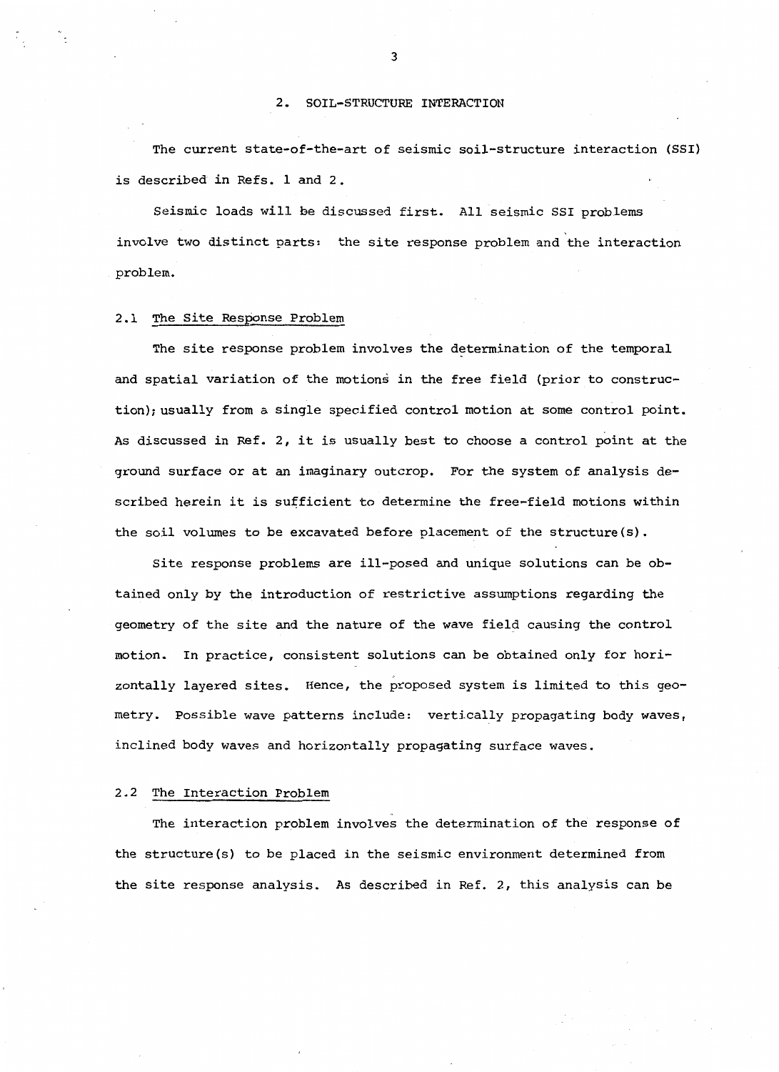## 2. SOIL-STRUCTURE INTERACTION

The current state-of-the-art of seismic soil-structure interaction (SSI) is described in Refs. 1 and 2.

Seismic loads will be discussed first. All seismic SSI problems involve two distinct parts: the site response problem and the interaction problem.

### 2.1 The Site Response Problem

The site response problem involves the determination of the temporal and spatial variation of the motions in the free field (prior to construction); usually from a single specified control motion at some control point. As discussed in Ref. 2, it is usually best to choose a control point at the ground surface or at an imaginary outcrop. For the system of analysis described herein it is sufficient to determine the free-field motions within the soil volumes to be excavated before placement of the structure(s).

Site response problems are ill-posed and unique solutions can be obtained only by the introduction of restrictive assumptions regarding the geometry of the site and the nature of the wave field causing the control motion. In practice, consistent solutions can be obtained only for horizontally layered sites. Hence, the proposed system is limited to this geometry. Possible wave patterns include: vertically propagating body waves, inclined body waves and horizontally propagating surface waves.

### 2.2 The Interaction Problem

The interaction problem involves the determination of the response of the structure(s) to be placed in the seismic environment determined from the site response analysis. As described in Ref. 2, this analysis can be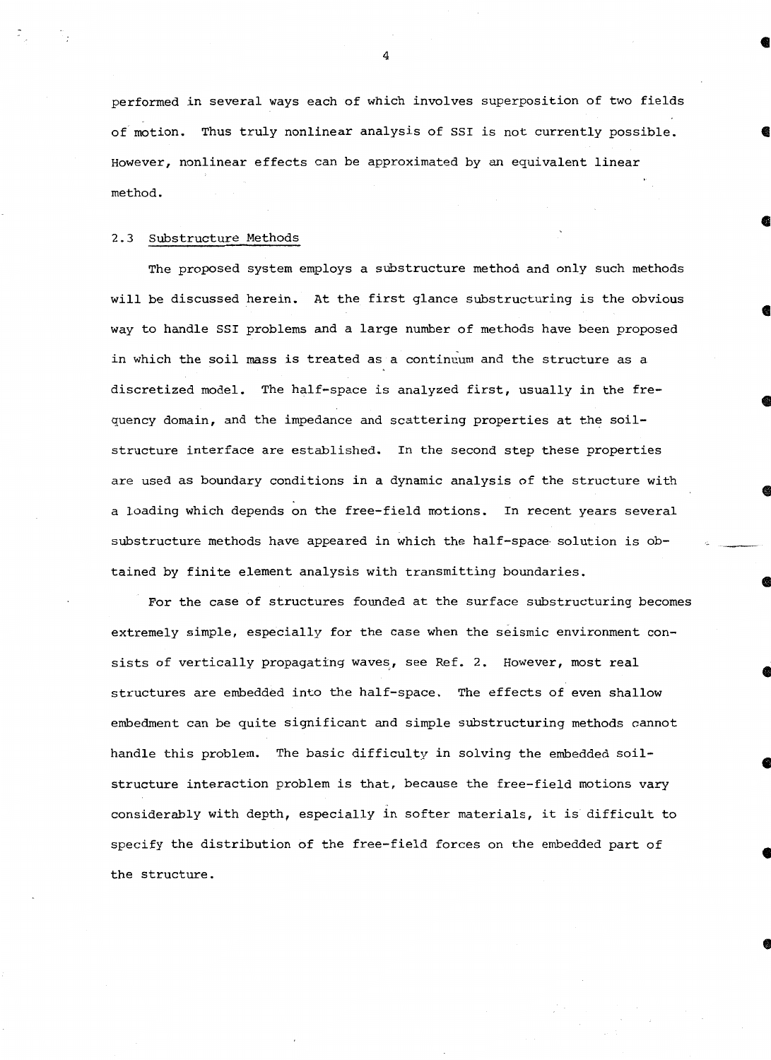performed in several ways each of which involves superposition of two fields of motion. Thus truly nonlinear analysis of SSI is not currently possible. However, nonlinear effects can be approximated by an equivalent linear method.

## 2.3 Substructure Methods

The proposed system employs a substructure method and only such methods will be discussed herein. At the first glance substructuring is the obvious way to handle SSI problems and a large number of methods have been proposed in which the soil mass is treated as a continuum and the structure as a discretized model. The half-space is analyzed first, usually in the frequency domain, and the impedance and scattering properties at the soil-structure interface are established. In the second step these properties are used as boundary conditions in a dynamic analysis of the structure with a loading which depends on the free-field motions. In recent years several substructure methods have appeared in which the half-space solution is obtained by finite element analysis with transmitting boundaries.

For the case of structures founded at the surface substructuring becomes extremely simple, especially for the case when the seismic environment consists of vertically propagating waves, see Ref. 2. However, most real structures are embedded into the half-space. The effects of even shallow embedment can be quite significant and simple substructuring methods cannot handle this problem. The basic difficulty in solving the embedded soil-structure interaction problem is that, because the free-field motions vary considerably with depth, especially in softer materials, it is difficult to specify the distribution of the free-field forces on the embedded part of the structure.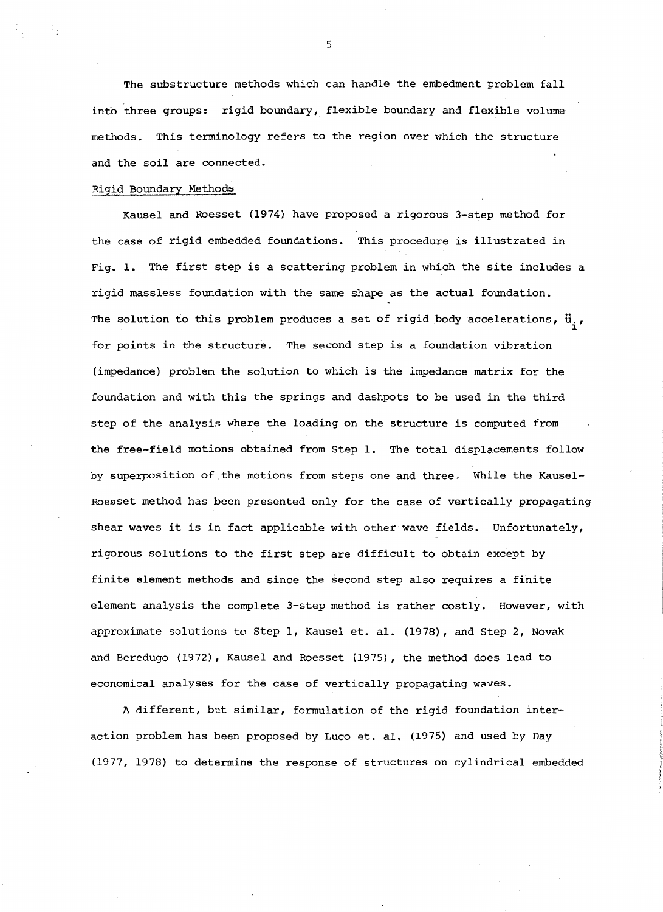The substructure methods which can handle the embedment problem fall into three groups: rigid boundary, flexible boundary and flexible volume methods. This terminology refers to the region over which the structure and the soil are connected.

Rigid Boundary Methods

Kausel and Roesset (1974) have proposed a rigorous 3-step method for the case of rigid embedded foundations. This procedure is illustrated in Fig. 1. The first step is a scattering problem in which the site includes a rigid massless foundation with the same shape as the actual foundation. The solution to this problem produces a set of rigid body accelerations, $\ddot{u}_i$, for points in the structure. The second step is a foundation vibration (impedance) problem the solution to which is the impedance matrix for the foundation and with this the springs and dashpots to be used in the third step of the analysis where the loading on the structure is computed from the free-field motions obtained from Step 1. The total displacements follow by superposition of the motions from steps one and three. While the Kausel-Roesset method has been presented only for the case of vertically propagating shear waves it is in fact applicable with other wave fields. Unfortunately, rigorous solutions to the first step are difficult to obtain except by finite element methods and since the second step also requires a finite element analysis the complete 3-step method is rather costly. However, with approximate solutions to Step 1, Kausel et. al. (1978), and Step 2, Novak and Beredugo (1972), Kausel and Roesset (1975), the method does lead to economical analyses for the case of vertically propagating waves.

A different, but similar, formulation of the rigid foundation interaction problem has been proposed by Luco et. al. (1975) and used by Day (1977, 1978) to determine the response of structures on cylindrical embedded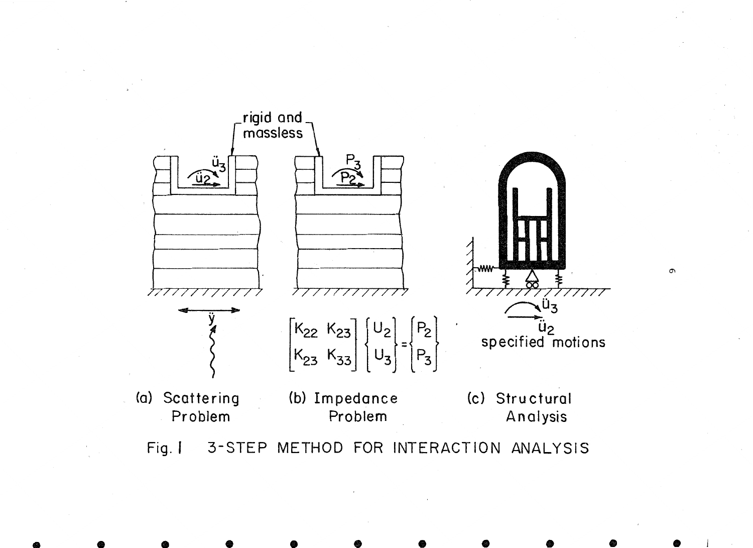rigid and massless

$\ddot{u}_3$

$\ddot{u}_2$

$\ddot{y}$

$P_3$

$P_2$

$$\begin{bmatrix} K_{22} & K_{23} \\ K_{23} & K_{33} \end{bmatrix} \begin{Bmatrix} U_2 \\ U_3 \end{Bmatrix} = \begin{Bmatrix} P_2 \\ P_3 \end{Bmatrix}$$

$\ddot{u}_3$

$\ddot{u}_2$

specified motions

(a) Scattering Problem

(b) Impedance Problem

(c) Structural Analysis

Fig. 1 3-STEP METHOD FOR INTERACTION ANALYSIS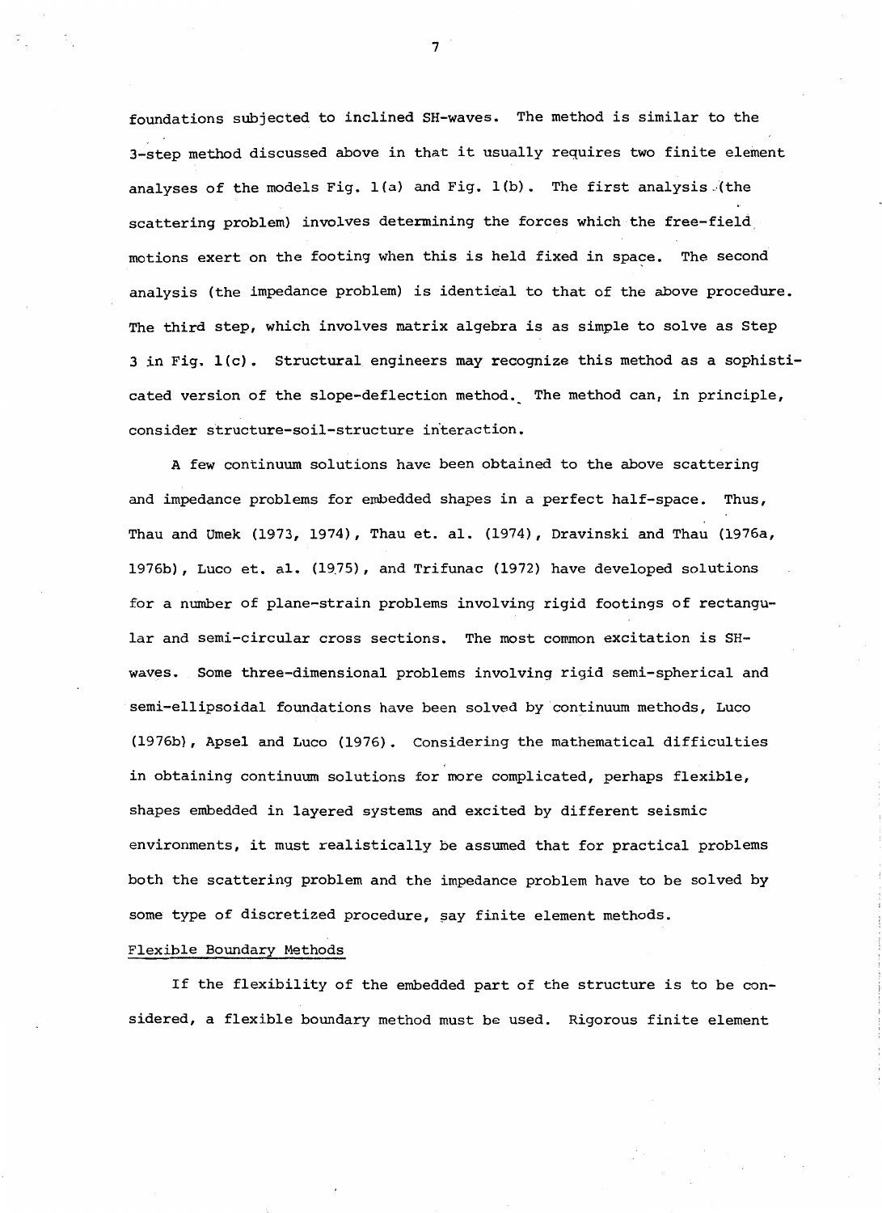foundations subjected to inclined SH-waves. The method is similar to the 3-step method discussed above in that it usually requires two finite element analyses of the models Fig. 1(a) and Fig. 1(b). The first analysis (the scattering problem) involves determining the forces which the free-field motions exert on the footing when this is held fixed in space. The second analysis (the impedance problem) is identical to that of the above procedure. The third step, which involves matrix algebra is as simple to solve as Step 3 in Fig. 1(c). Structural engineers may recognize this method as a sophisticated version of the slope-deflection method. The method can, in principle, consider structure-soil-structure interaction.

A few continuum solutions have been obtained to the above scattering and impedance problems for embedded shapes in a perfect half-space. Thus, Thau and Umek (1973, 1974), Thau et. al. (1974), Dravinski and Thau (1976a, 1976b), Luco et. al. (1975), and Trifunac (1972) have developed solutions for a number of plane-strain problems involving rigid footings of rectangular and semi-circular cross sections. The most common excitation is SH-waves. Some three-dimensional problems involving rigid semi-spherical and semi-ellipsoidal foundations have been solved by continuum methods, Luco (1976b), Apsel and Luco (1976). Considering the mathematical difficulties in obtaining continuum solutions for more complicated, perhaps flexible, shapes embedded in layered systems and excited by different seismic environments, it must realistically be assumed that for practical problems both the scattering problem and the impedance problem have to be solved by some type of discretized procedure, say finite element methods.

## Flexible Boundary Methods

If the flexibility of the embedded part of the structure is to be considered, a flexible boundary method must be used. Rigorous finite element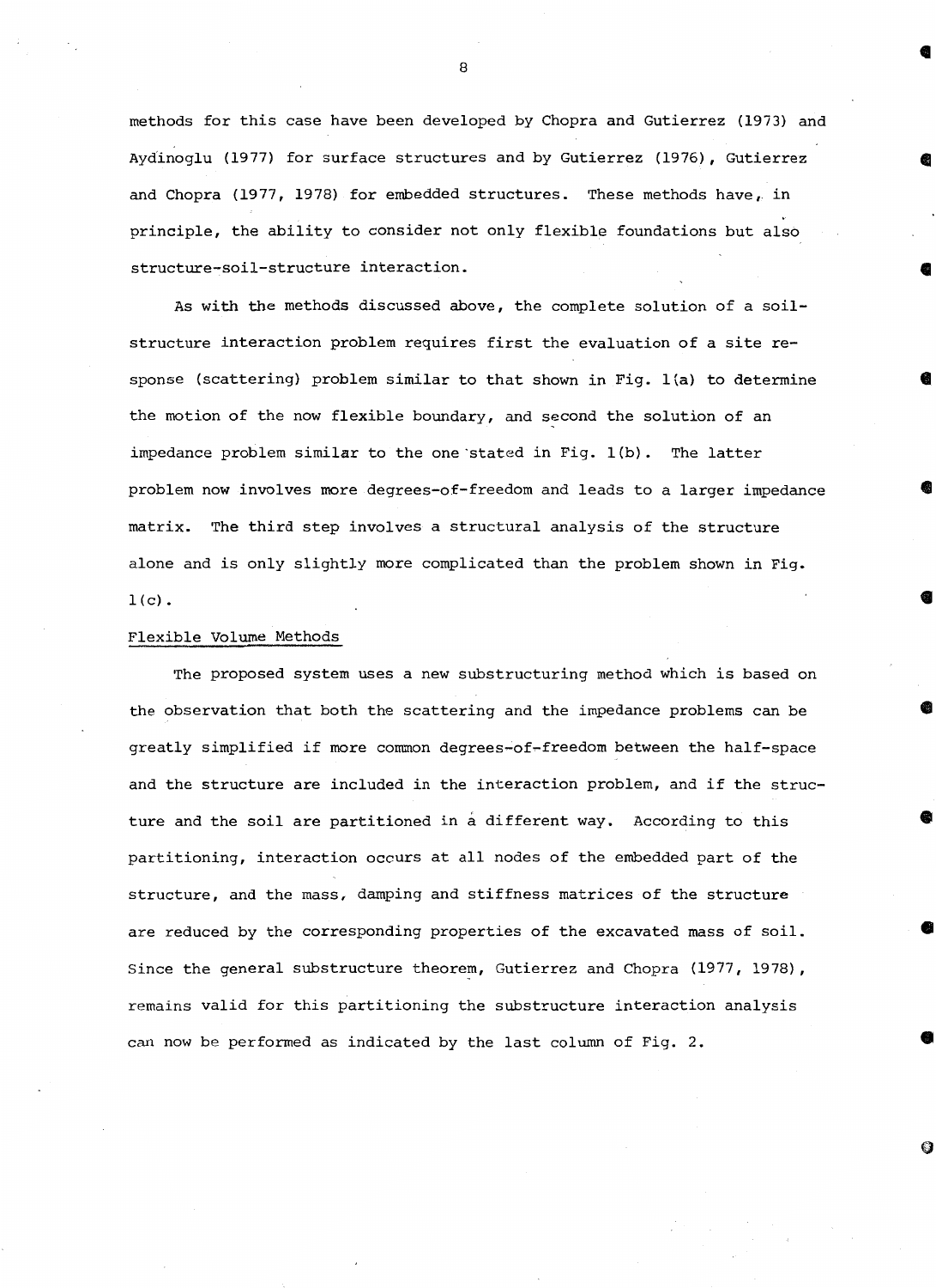methods for this case have been developed by Chopra and Gutierrez (1973) and Aydinoglu (1977) for surface structures and by Gutierrez (1976), Gutierrez and Chopra (1977, 1978) for embedded structures. These methods have, in principle, the ability to consider not only flexible foundations but also structure-soil-structure interaction.

As with the methods discussed above, the complete solution of a soil-structure interaction problem requires first the evaluation of a site response (scattering) problem similar to that shown in Fig. 1(a) to determine the motion of the now flexible boundary, and second the solution of an impedance problem similar to the one stated in Fig. 1(b). The latter problem now involves more degrees-of-freedom and leads to a larger impedance matrix. The third step involves a structural analysis of the structure alone and is only slightly more complicated than the problem shown in Fig. 1(c).

## Flexible Volume Methods

The proposed system uses a new substructuring method which is based on the observation that both the scattering and the impedance problems can be greatly simplified if more common degrees-of-freedom between the half-space and the structure are included in the interaction problem, and if the structure and the soil are partitioned in a different way. According to this partitioning, interaction occurs at all nodes of the embedded part of the structure, and the mass, damping and stiffness matrices of the structure are reduced by the corresponding properties of the excavated mass of soil. Since the general substructure theorem, Gutierrez and Chopra (1977, 1978), remains valid for this partitioning the substructure interaction analysis can now be performed as indicated by the last column of Fig. 2.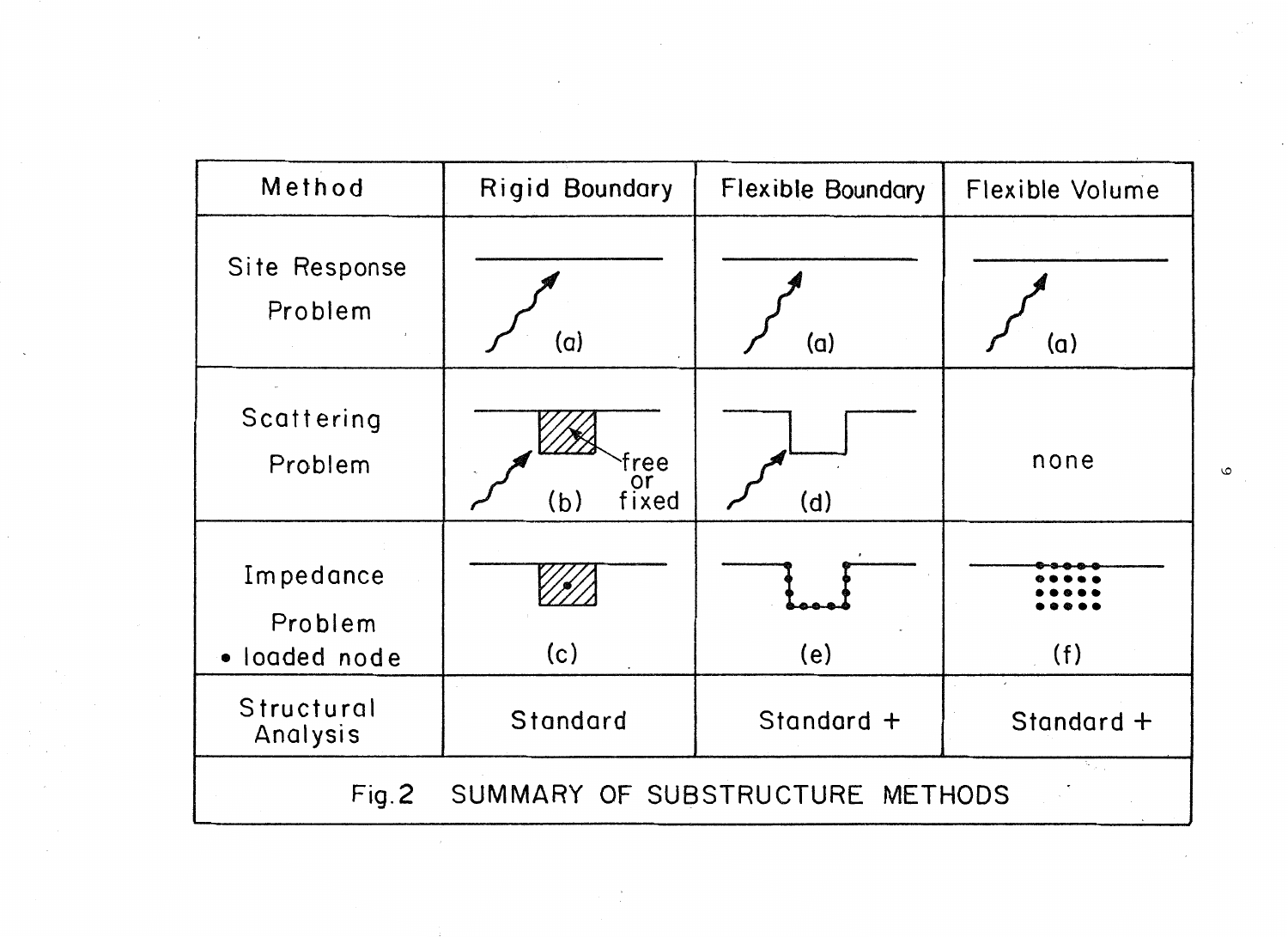| Method | Rigid Boundary | Flexible Boundary | Flexible Volume |
| --- | --- | --- | --- |
| Site Response Problem | (a) | (a) | (a) |
| Scattering Problem | (b) free or fixed | (d) | none |
| Impedance Problem • loaded node | (c) | (e) | (f) |
| Structural Analysis | Standard | Standard + | Standard + |

Fig. 2 SUMMARY OF SUBSTRUCTURE METHODS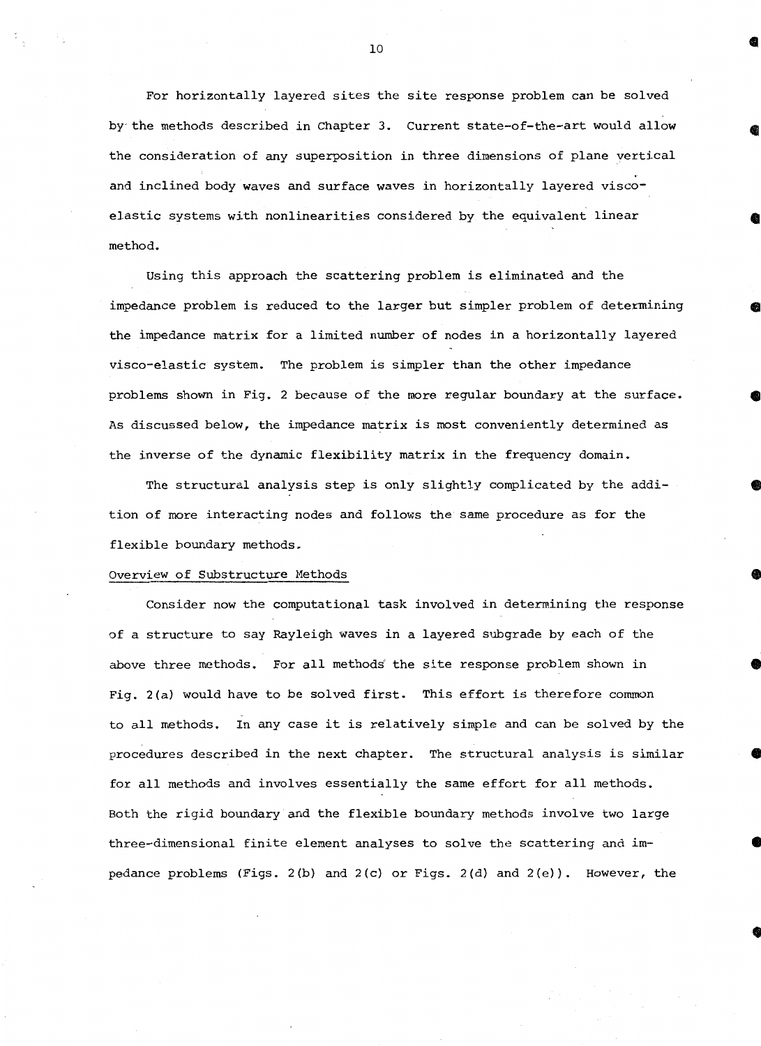For horizontally layered sites the site response problem can be solved by the methods described in Chapter 3. Current state-of-the-art would allow the consideration of any superposition in three dimensions of plane vertical and inclined body waves and surface waves in horizontally layered visco-elastic systems with nonlinearities considered by the equivalent linear method.

Using this approach the scattering problem is eliminated and the impedance problem is reduced to the larger but simpler problem of determining the impedance matrix for a limited number of nodes in a horizontally layered visco-elastic system. The problem is simpler than the other impedance problems shown in Fig. 2 because of the more regular boundary at the surface. As discussed below, the impedance matrix is most conveniently determined as the inverse of the dynamic flexibility matrix in the frequency domain.

The structural analysis step is only slightly complicated by the addition of more interacting nodes and follows the same procedure as for the flexible boundary methods.

## Overview of Substructure Methods

Consider now the computational task involved in determining the response of a structure to say Rayleigh waves in a layered subgrade by each of the above three methods. For all methods the site response problem shown in Fig. 2(a) would have to be solved first. This effort is therefore common to all methods. In any case it is relatively simple and can be solved by the procedures described in the next chapter. The structural analysis is similar for all methods and involves essentially the same effort for all methods. Both the rigid boundary and the flexible boundary methods involve two large three-dimensional finite element analyses to solve the scattering and impedance problems (Figs. 2(b) and 2(c) or Figs. 2(d) and 2(e)). However, the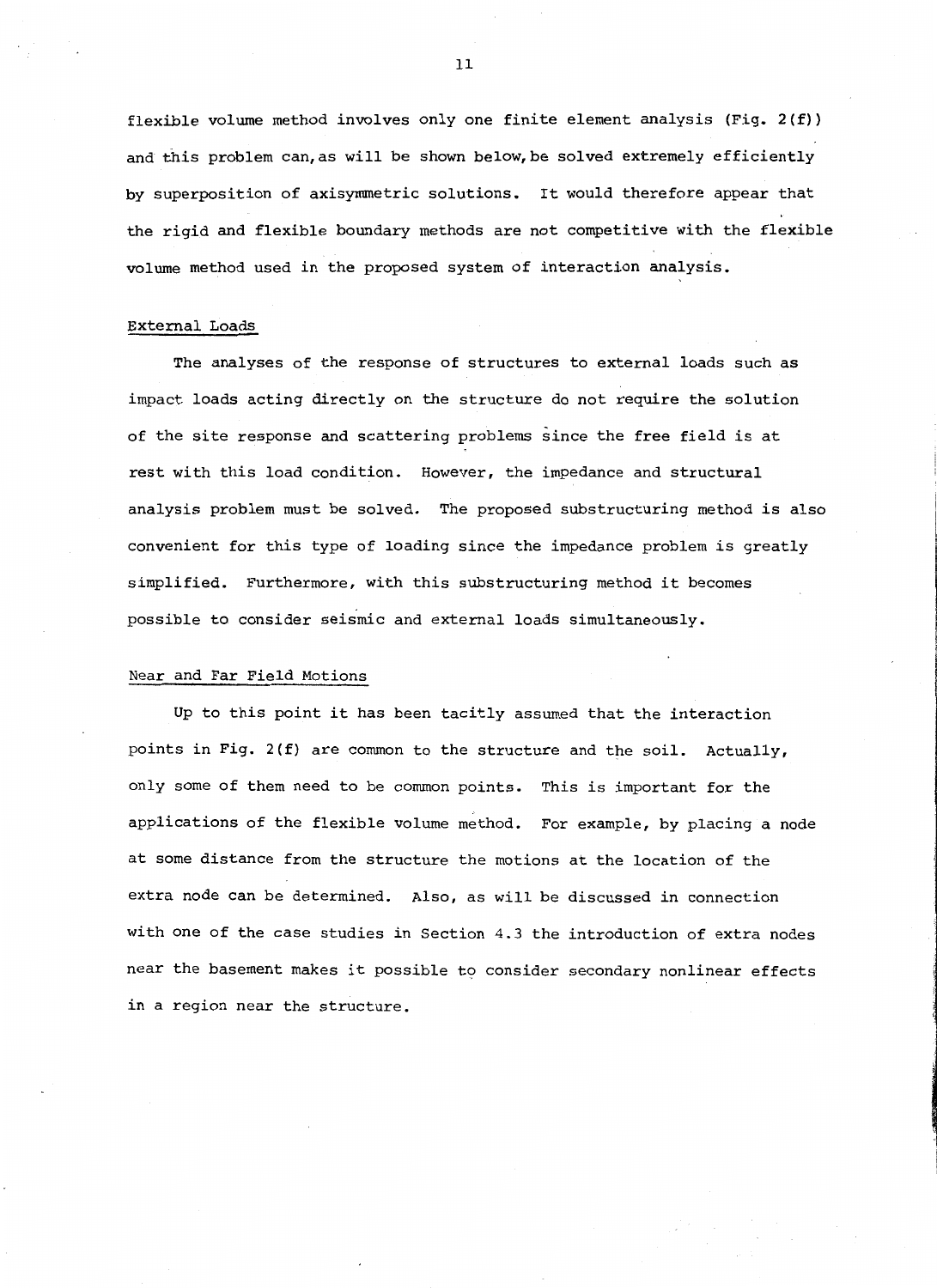flexible volume method involves only one finite element analysis (Fig. 2(f)) and this problem can, as will be shown below, be solved extremely efficiently by superposition of axisymmetric solutions. It would therefore appear that the rigid and flexible boundary methods are not competitive with the flexible volume method used in the proposed system of interaction analysis.

### External Loads

The analyses of the response of structures to external loads such as impact loads acting directly on the structure do not require the solution of the site response and scattering problems since the free field is at rest with this load condition. However, the impedance and structural analysis problem must be solved. The proposed substructuring method is also convenient for this type of loading since the impedance problem is greatly simplified. Furthermore, with this substructuring method it becomes possible to consider seismic and external loads simultaneously.

### Near and Far Field Motions

Up to this point it has been tacitly assumed that the interaction points in Fig. 2(f) are common to the structure and the soil. Actually, only some of them need to be common points. This is important for the applications of the flexible volume method. For example, by placing a node at some distance from the structure the motions at the location of the extra node can be determined. Also, as will be discussed in connection with one of the case studies in Section 4.3 the introduction of extra nodes near the basement makes it possible to consider secondary nonlinear effects in a region near the structure.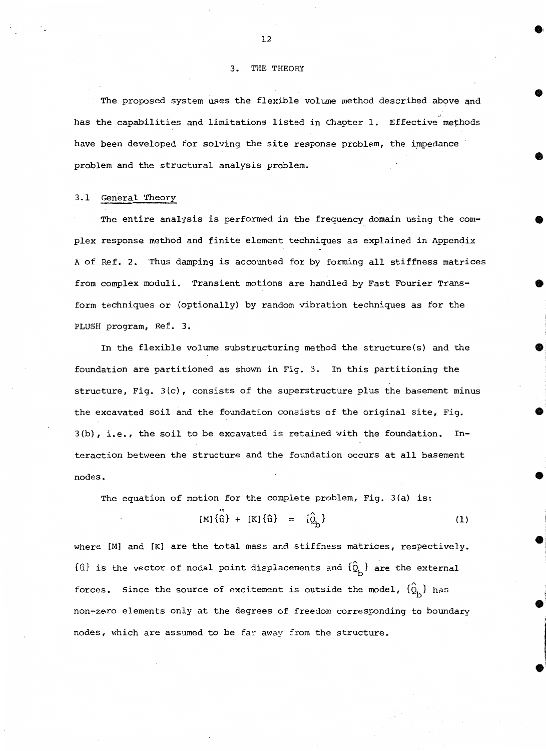## 3. THE THEORY

The proposed system uses the flexible volume method described above and has the capabilities and limitations listed in Chapter 1. Effective methods have been developed for solving the site response problem, the impedance problem and the structural analysis problem.

### 3.1 General Theory

The entire analysis is performed in the frequency domain using the complex response method and finite element techniques as explained in Appendix A of Ref. 2. Thus damping is accounted for by forming all stiffness matrices from complex moduli. Transient motions are handled by Fast Fourier Transform techniques or (optionally) by random vibration techniques as for the PLUSH program, Ref. 3.

In the flexible volume substructuring method the structure(s) and the foundation are partitioned as shown in Fig. 3. In this partitioning the structure, Fig. 3(c), consists of the superstructure plus the basement minus the excavated soil and the foundation consists of the original site, Fig. 3(b), i.e., the soil to be excavated is retained with the foundation. Interaction between the structure and the foundation occurs at all basement nodes.

The equation of motion for the complete problem, Fig. 3(a) is:

$$[M]\{\ddot{\hat{u}}\} + [K]\{\hat{u}\} = \{\hat{Q}_b\} \tag{1}$$

where [M] and [K] are the total mass and stiffness matrices, respectively. $\{\hat{u}\}$ is the vector of nodal point displacements and $\{\hat{Q}_b\}$ are the external forces. Since the source of excitement is outside the model, $\{\hat{Q}_b\}$ has non-zero elements only at the degrees of freedom corresponding to boundary nodes, which are assumed to be far away from the structure.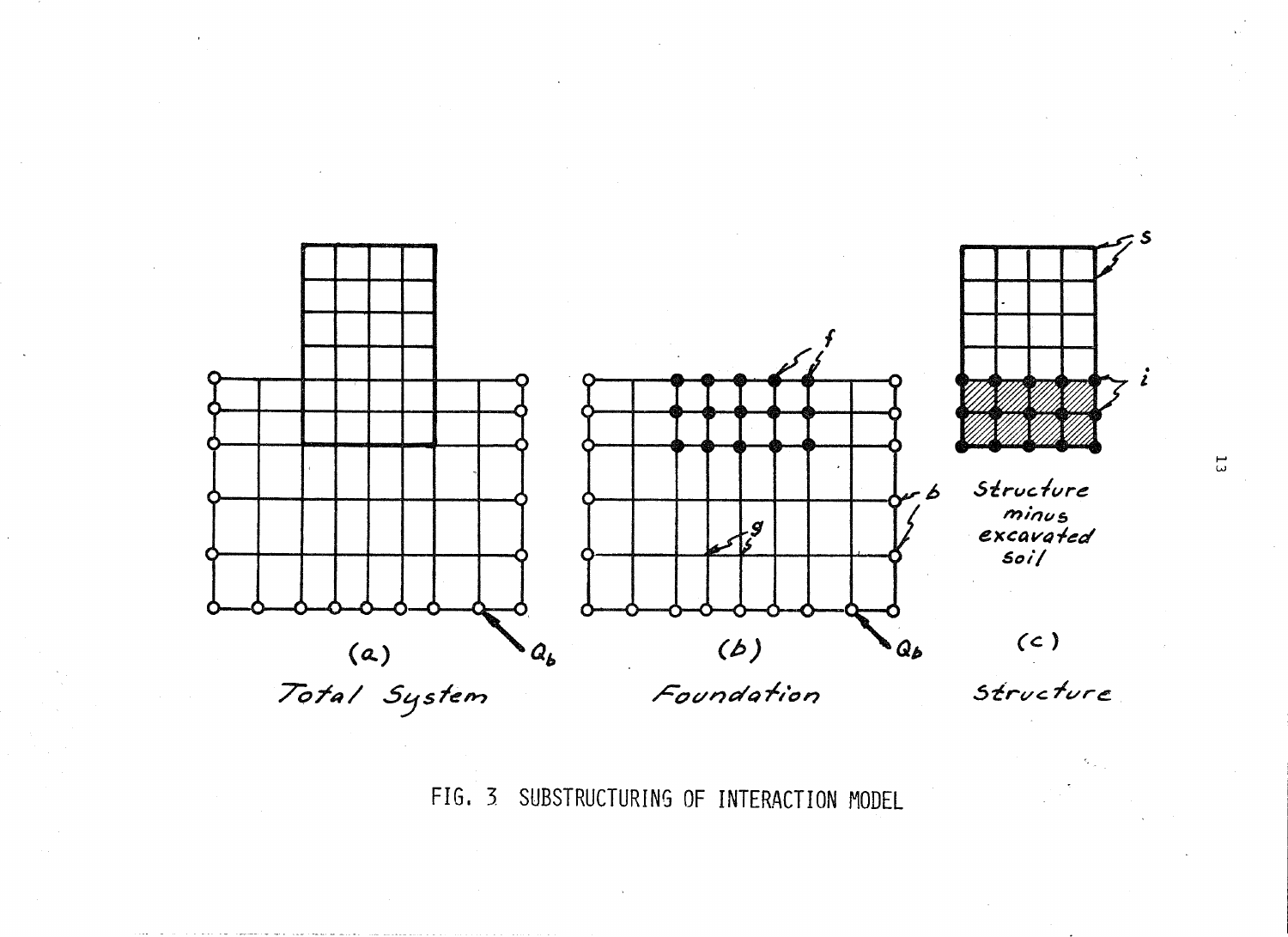(a) Total System

(b) Foundation

(c) Structure

$Q_b$

$Q_b$

f

g

b

s

i

Structure minus excavated soil

FIG. 3 SUBSTRUCTURING OF INTERACTION MODEL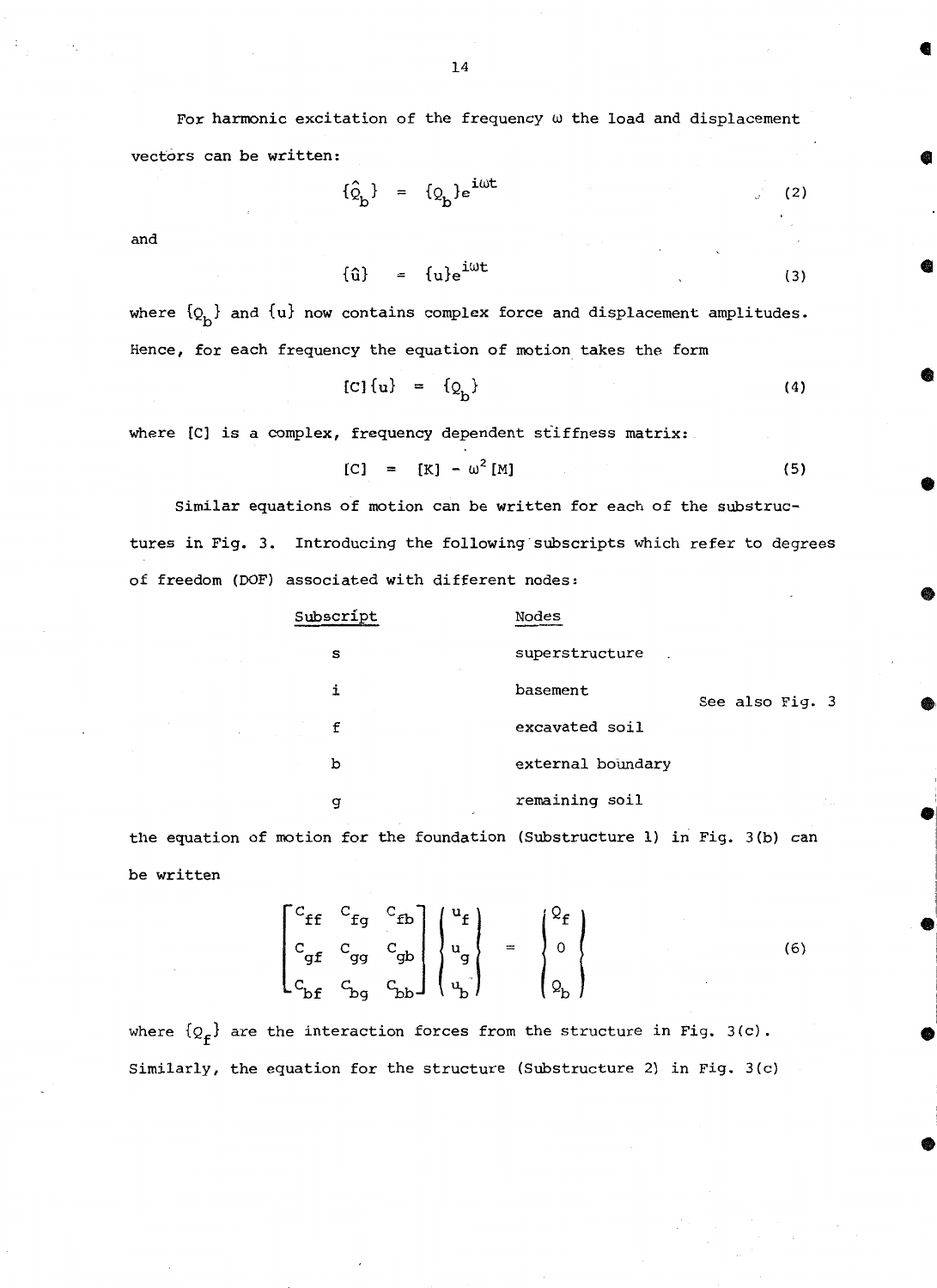For harmonic excitation of the frequency $\omega$ the load and displacement vectors can be written:

$$\{\hat{Q}_b\} = \{Q_b\}e^{i\omega t} \tag{2}$$

and

$$\{\hat{u}\} = \{u\}e^{i\omega t} \tag{3}$$

where $\{Q_b\}$ and $\{u\}$ now contains complex force and displacement amplitudes. Hence, for each frequency the equation of motion takes the form

$$[C]\{u\} = \{Q_b\} \tag{4}$$

where $[C]$ is a complex, frequency dependent stiffness matrix:

$$[C] = [K] - \omega^2[M] \tag{5}$$

Similar equations of motion can be written for each of the substructures in Fig. 3. Introducing the following subscripts which refer to degrees of freedom (DOF) associated with different nodes:

| Subscript | Nodes | |
|---|---|---|
| s | superstructure | |
| i | basement | See also Fig. 3 |
| f | excavated soil | |
| b | external boundary | |
| g | remaining soil | |

the equation of motion for the foundation (Substructure 1) in Fig. 3(b) can be written

$$\begin{bmatrix} C_{ff} & C_{fg} & C_{fb} \\ C_{gf} & C_{gg} & C_{gb} \\ C_{bf} & C_{bg} & C_{bb} \end{bmatrix} \begin{Bmatrix} u_f \\ u_g \\ u_b \end{Bmatrix} = \begin{Bmatrix} Q_f \\ 0 \\ Q_b \end{Bmatrix} \tag{6}$$

where $\{Q_f\}$ are the interaction forces from the structure in Fig. 3(c). Similarly, the equation for the structure (Substructure 2) in Fig. 3(c)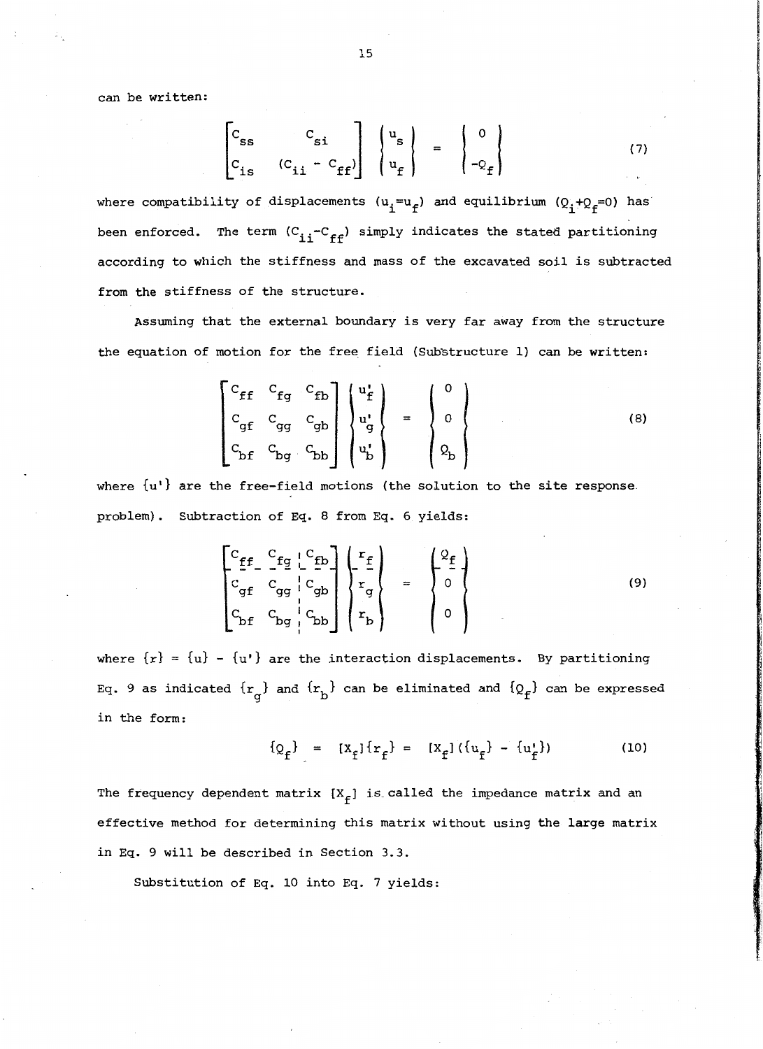can be written:

$$\begin{bmatrix} C_{ss} & C_{si} \\ C_{is} & (C_{ii} - C_{ff}) \end{bmatrix} \begin{Bmatrix} u_s \\ u_f \end{Bmatrix} = \begin{Bmatrix} 0 \\ -Q_f \end{Bmatrix} \tag{7}$$

where compatibility of displacements ($u_i = u_f$) and equilibrium ($Q_i + Q_f = 0$) has been enforced. The term $(C_{ii} - C_{ff})$ simply indicates the stated partitioning according to which the stiffness and mass of the excavated soil is subtracted from the stiffness of the structure.

Assuming that the external boundary is very far away from the structure the equation of motion for the free field (Substructure 1) can be written:

$$\begin{bmatrix} C_{ff} & C_{fg} & C_{fb} \\ C_{gf} & C_{gg} & C_{gb} \\ C_{bf} & C_{bg} & C_{bb} \end{bmatrix} \begin{Bmatrix} u'_f \\ u'_g \\ u'_b \end{Bmatrix} = \begin{Bmatrix} 0 \\ 0 \\ Q_b \end{Bmatrix} \tag{8}$$

where $\{u'\}$ are the free-field motions (the solution to the site response problem). Subtraction of Eq. 8 from Eq. 6 yields:

$$\left[\begin{array}{cc|c} C_{ff} & C_{fg} & C_{fb} \\ \hline C_{gf} & C_{gg} & C_{gb} \\ C_{bf} & C_{bg} & C_{bb} \end{array}\right] \begin{Bmatrix} r_f \\ r_g \\ r_b \end{Bmatrix} = \begin{Bmatrix} Q_f \\ 0 \\ 0 \end{Bmatrix} \tag{9}$$

where $\{r\} = \{u\} - \{u'\}$ are the interaction displacements. By partitioning Eq. 9 as indicated $\{r_g\}$ and $\{r_b\}$ can be eliminated and $\{Q_f\}$ can be expressed in the form:

$$\{Q_f\} = [X_f]\{r_f\} = [X_f](\{u_f\} - \{u'_f\}) \tag{10}$$

The frequency dependent matrix $[X_f]$ is called the impedance matrix and an effective method for determining this matrix without using the large matrix in Eq. 9 will be described in Section 3.3.

Substitution of Eq. 10 into Eq. 7 yields: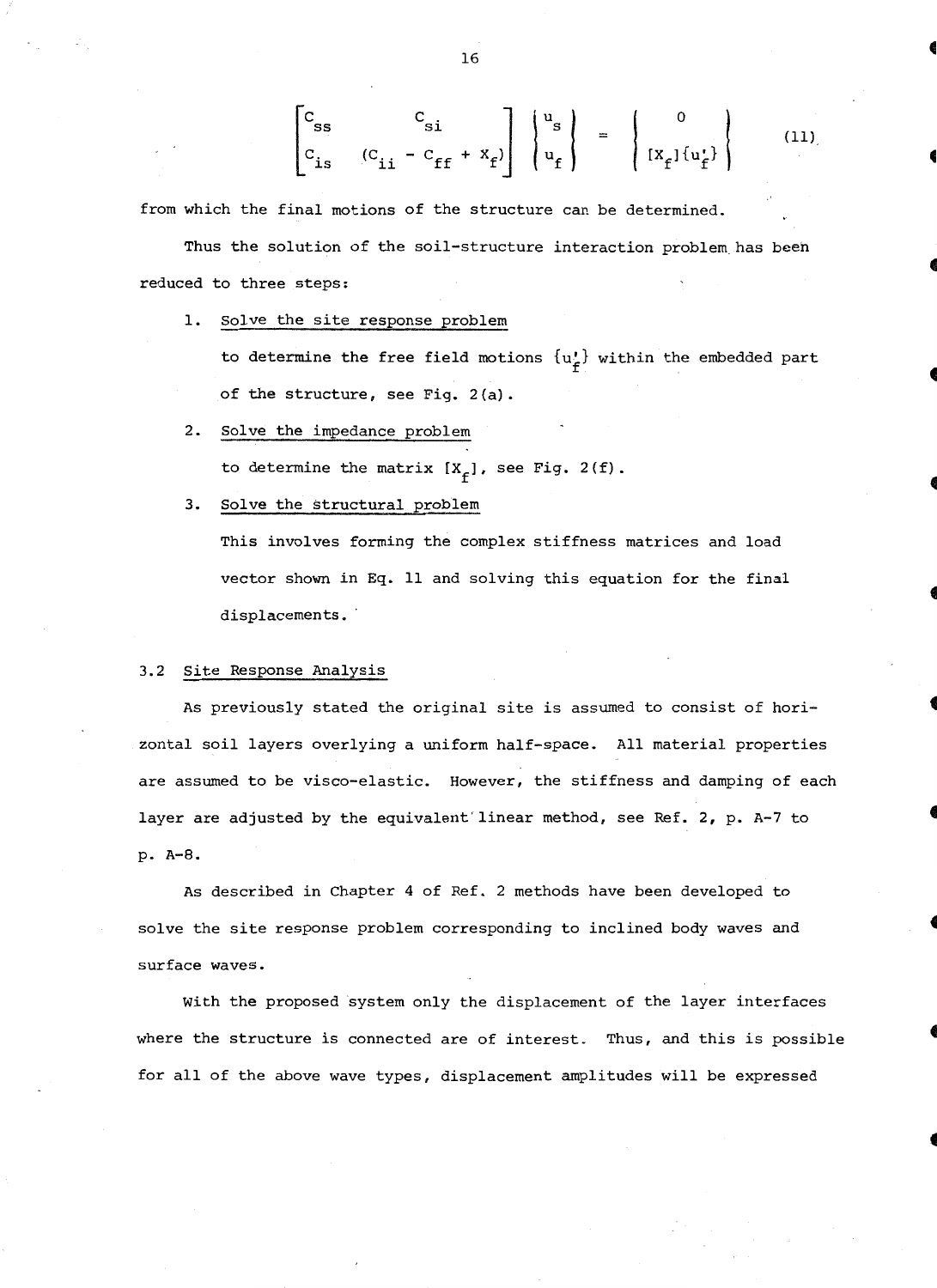$$\begin{bmatrix} C_{ss} & C_{si} \\ C_{is} & (C_{ii} - C_{ff} + X_f) \end{bmatrix} \begin{Bmatrix} u_s \\ u_f \end{Bmatrix} = \begin{Bmatrix} 0 \\ [X_f]\{u_f'\} \end{Bmatrix} \qquad (11)$$

from which the final motions of the structure can be determined.

Thus the solution of the soil-structure interaction problem has been reduced to three steps:

1. Solve the site response problem

   to determine the free field motions $\{u_f'\}$ within the embedded part of the structure, see Fig. 2(a).

2. Solve the impedance problem

   to determine the matrix $[X_f]$, see Fig. 2(f).

3. Solve the structural problem

   This involves forming the complex stiffness matrices and load vector shown in Eq. 11 and solving this equation for the final displacements.

## 3.2 Site Response Analysis

As previously stated the original site is assumed to consist of horizontal soil layers overlying a uniform half-space. All material properties are assumed to be visco-elastic. However, the stiffness and damping of each layer are adjusted by the equivalent linear method, see Ref. 2, p. A-7 to p. A-8.

As described in Chapter 4 of Ref. 2 methods have been developed to solve the site response problem corresponding to inclined body waves and surface waves.

With the proposed system only the displacement of the layer interfaces where the structure is connected are of interest. Thus, and this is possible for all of the above wave types, displacement amplitudes will be expressed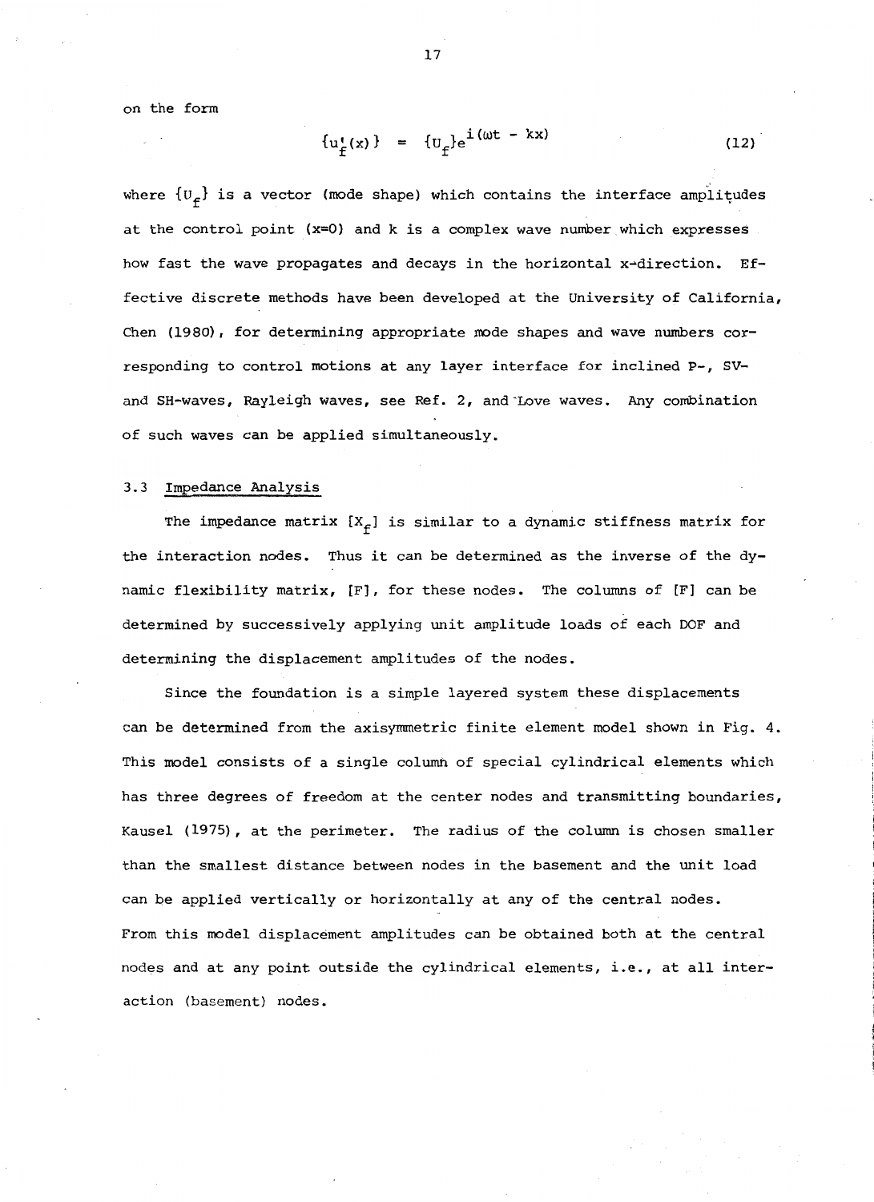on the form

$$\{u_f'(x)\} = \{U_f\}e^{i(\omega t - kx)} \tag{12}$$

where $\{U_f\}$ is a vector (mode shape) which contains the interface amplitudes at the control point (x=0) and k is a complex wave number which expresses how fast the wave propagates and decays in the horizontal x-direction. Effective discrete methods have been developed at the University of California, Chen (1980), for determining appropriate mode shapes and wave numbers corresponding to control motions at any layer interface for inclined P-, SV- and SH-waves, Rayleigh waves, see Ref. 2, and Love waves. Any combination of such waves can be applied simultaneously.

### 3.3 Impedance Analysis

The impedance matrix $[X_f]$ is similar to a dynamic stiffness matrix for the interaction nodes. Thus it can be determined as the inverse of the dynamic flexibility matrix, [F], for these nodes. The columns of [F] can be determined by successively applying unit amplitude loads of each DOF and determining the displacement amplitudes of the nodes.

Since the foundation is a simple layered system these displacements can be determined from the axisymmetric finite element model shown in Fig. 4. This model consists of a single column of special cylindrical elements which has three degrees of freedom at the center nodes and transmitting boundaries, Kausel (1975), at the perimeter. The radius of the column is chosen smaller than the smallest distance between nodes in the basement and the unit load can be applied vertically or horizontally at any of the central nodes. From this model displacement amplitudes can be obtained both at the central nodes and at any point outside the cylindrical elements, i.e., at all interaction (basement) nodes.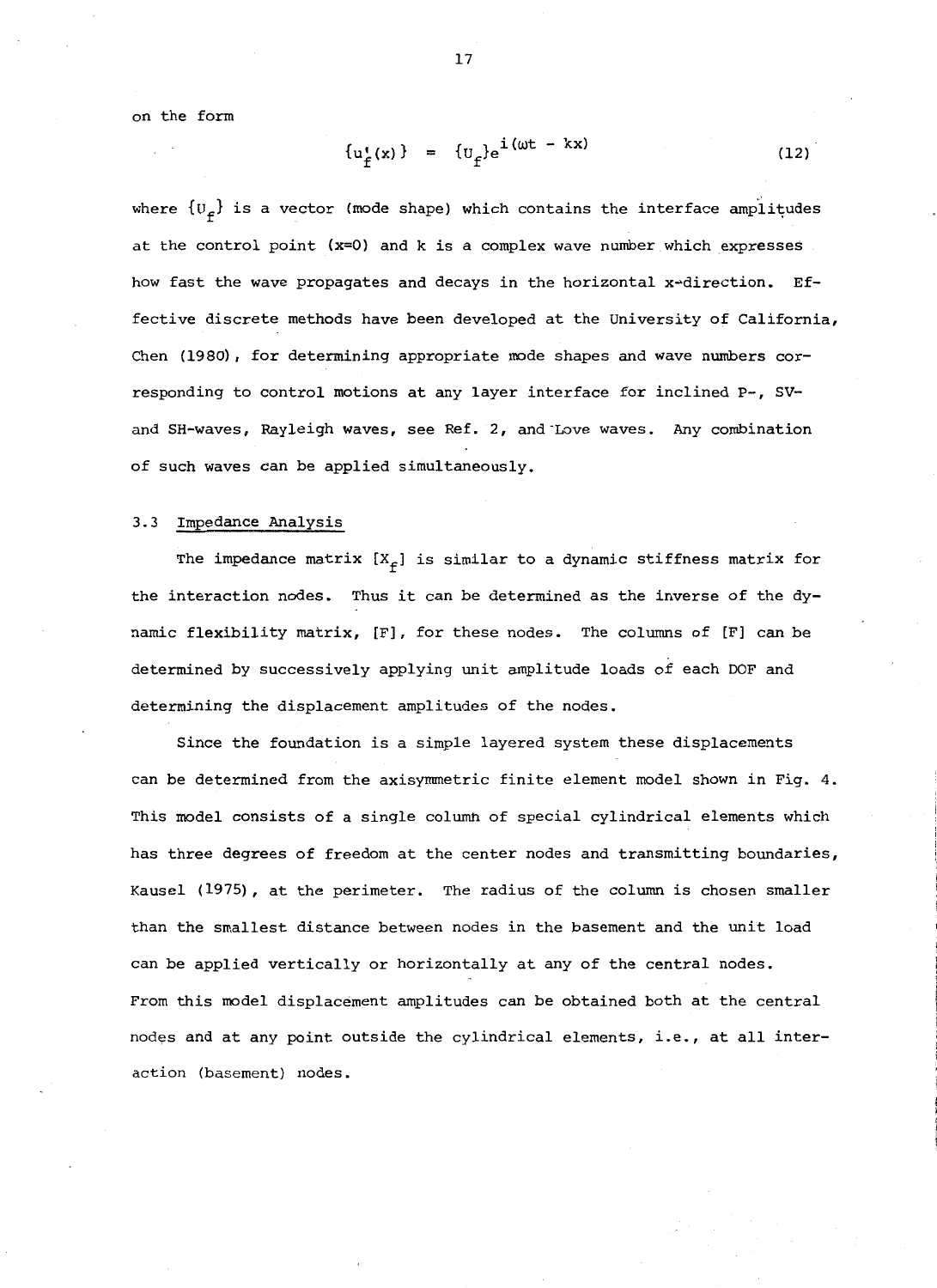on the form

$$\{u_f'(x)\} = \{U_f\}e^{i(\omega t - kx)} \tag{12}$$

where $\{U_f\}$ is a vector (mode shape) which contains the interface amplitudes at the control point (x=0) and k is a complex wave number which expresses how fast the wave propagates and decays in the horizontal x-direction. Effective discrete methods have been developed at the University of California, Chen (1980), for determining appropriate mode shapes and wave numbers corresponding to control motions at any layer interface for inclined P-, SV- and SH-waves, Rayleigh waves, see Ref. 2, and Love waves. Any combination of such waves can be applied simultaneously.

### 3.3 Impedance Analysis

The impedance matrix $[X_f]$ is similar to a dynamic stiffness matrix for the interaction nodes. Thus it can be determined as the inverse of the dynamic flexibility matrix, [F], for these nodes. The columns of [F] can be determined by successively applying unit amplitude loads of each DOF and determining the displacement amplitudes of the nodes.

Since the foundation is a simple layered system these displacements can be determined from the axisymmetric finite element model shown in Fig. 4. This model consists of a single column of special cylindrical elements which has three degrees of freedom at the center nodes and transmitting boundaries, Kausel (1975), at the perimeter. The radius of the column is chosen smaller than the smallest distance between nodes in the basement and the unit load can be applied vertically or horizontally at any of the central nodes. From this model displacement amplitudes can be obtained both at the central nodes and at any point outside the cylindrical elements, i.e., at all interaction (basement) nodes.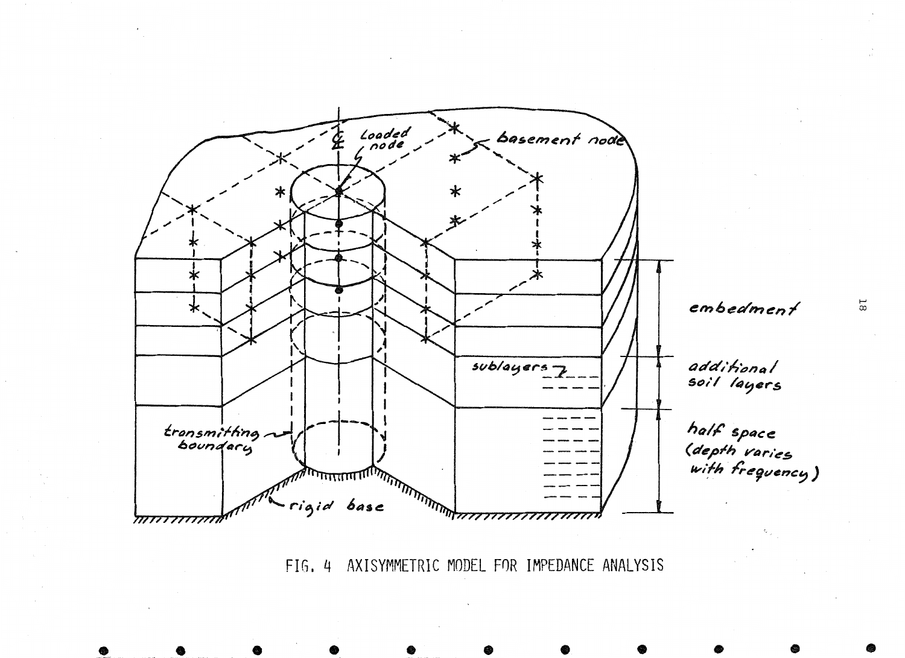℄ Loaded node

basement node

embedment

additional soil layers

half space (depth varies with frequency)

sublayers

transmitting boundary

rigid base

FIG. 4 AXISYMMETRIC MODEL FOR IMPEDANCE ANALYSIS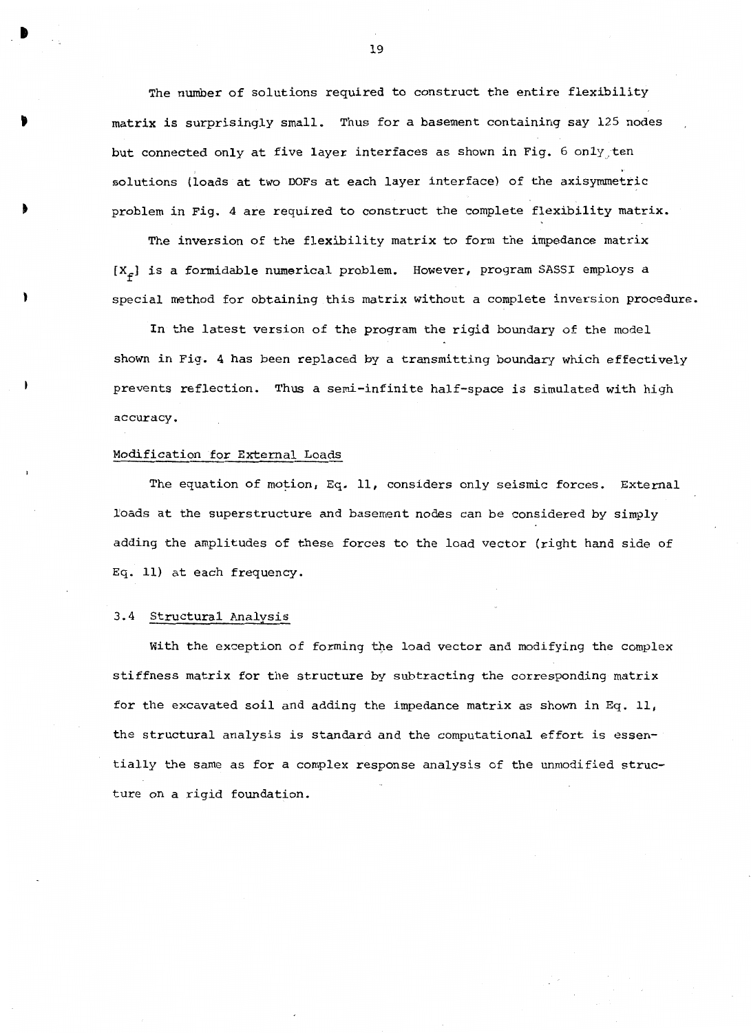The number of solutions required to construct the entire flexibility matrix is surprisingly small. Thus for a basement containing say 125 nodes but connected only at five layer interfaces as shown in Fig. 6 only ten solutions (loads at two DOFs at each layer interface) of the axisymmetric problem in Fig. 4 are required to construct the complete flexibility matrix.

The inversion of the flexibility matrix to form the impedance matrix $[X_f]$ is a formidable numerical problem. However, program SASSI employs a special method for obtaining this matrix without a complete inversion procedure.

In the latest version of the program the rigid boundary of the model shown in Fig. 4 has been replaced by a transmitting boundary which effectively prevents reflection. Thus a semi-infinite half-space is simulated with high accuracy.

#### Modification for External Loads

The equation of motion, Eq. 11, considers only seismic forces. External loads at the superstructure and basement nodes can be considered by simply adding the amplitudes of these forces to the load vector (right hand side of Eq. 11) at each frequency.

### 3.4 Structural Analysis

With the exception of forming the load vector and modifying the complex stiffness matrix for the structure by subtracting the corresponding matrix for the excavated soil and adding the impedance matrix as shown in Eq. 11, the structural analysis is standard and the computational effort is essentially the same as for a complex response analysis of the unmodified structure on a rigid foundation.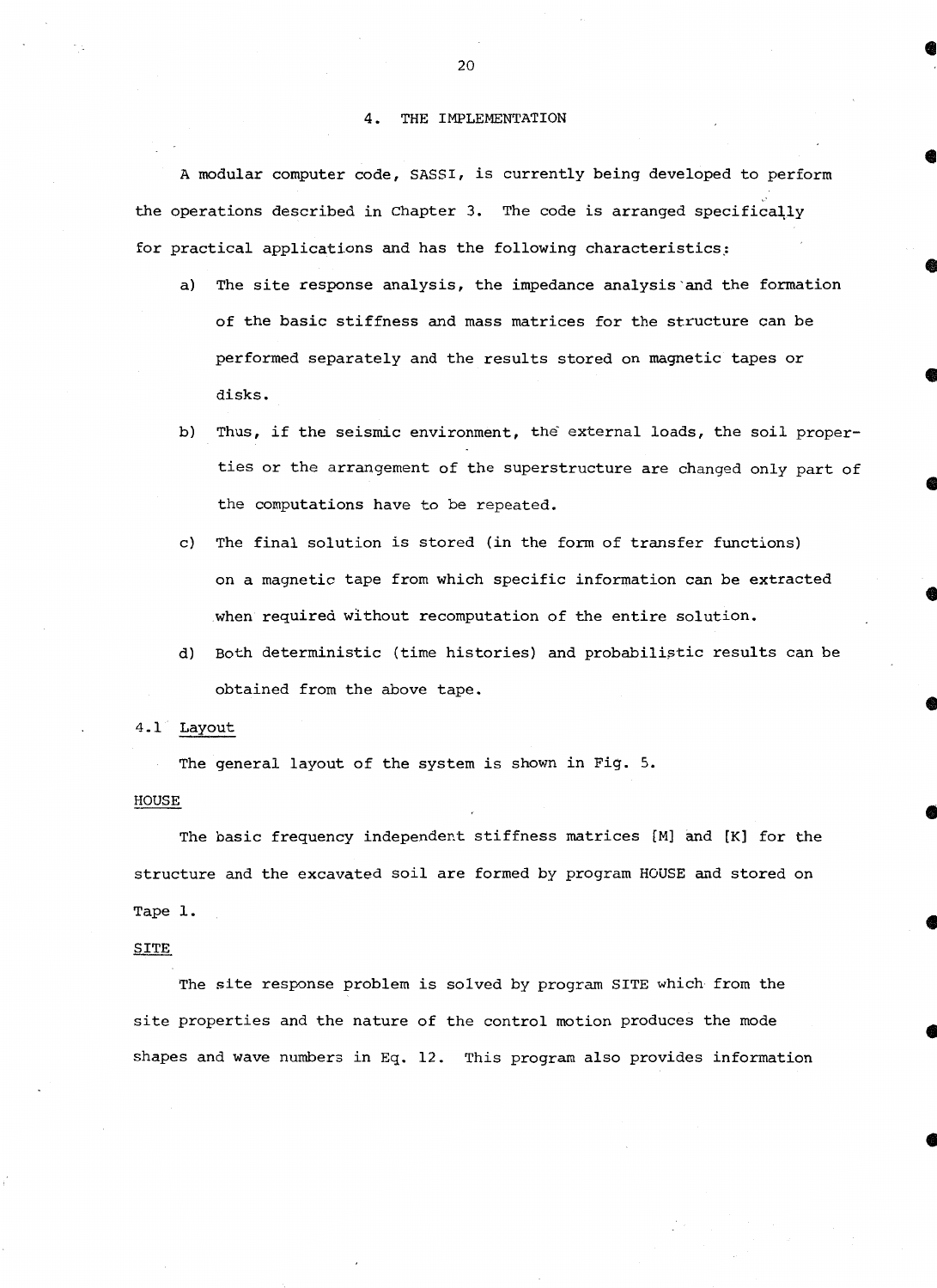## 4. THE IMPLEMENTATION

A modular computer code, SASSI, is currently being developed to perform the operations described in Chapter 3. The code is arranged specifically for practical applications and has the following characteristics:

a) The site response analysis, the impedance analysis and the formation of the basic stiffness and mass matrices for the structure can be performed separately and the results stored on magnetic tapes or disks.

b) Thus, if the seismic environment, the external loads, the soil properties or the arrangement of the superstructure are changed only part of the computations have to be repeated.

c) The final solution is stored (in the form of transfer functions) on a magnetic tape from which specific information can be extracted when required without recomputation of the entire solution.

d) Both deterministic (time histories) and probabilistic results can be obtained from the above tape.

### 4.1 Layout

The general layout of the system is shown in Fig. 5.

HOUSE

The basic frequency independent stiffness matrices [M] and [K] for the structure and the excavated soil are formed by program HOUSE and stored on Tape 1.

SITE

The site response problem is solved by program SITE which from the site properties and the nature of the control motion produces the mode shapes and wave numbers in Eq. 12. This program also provides information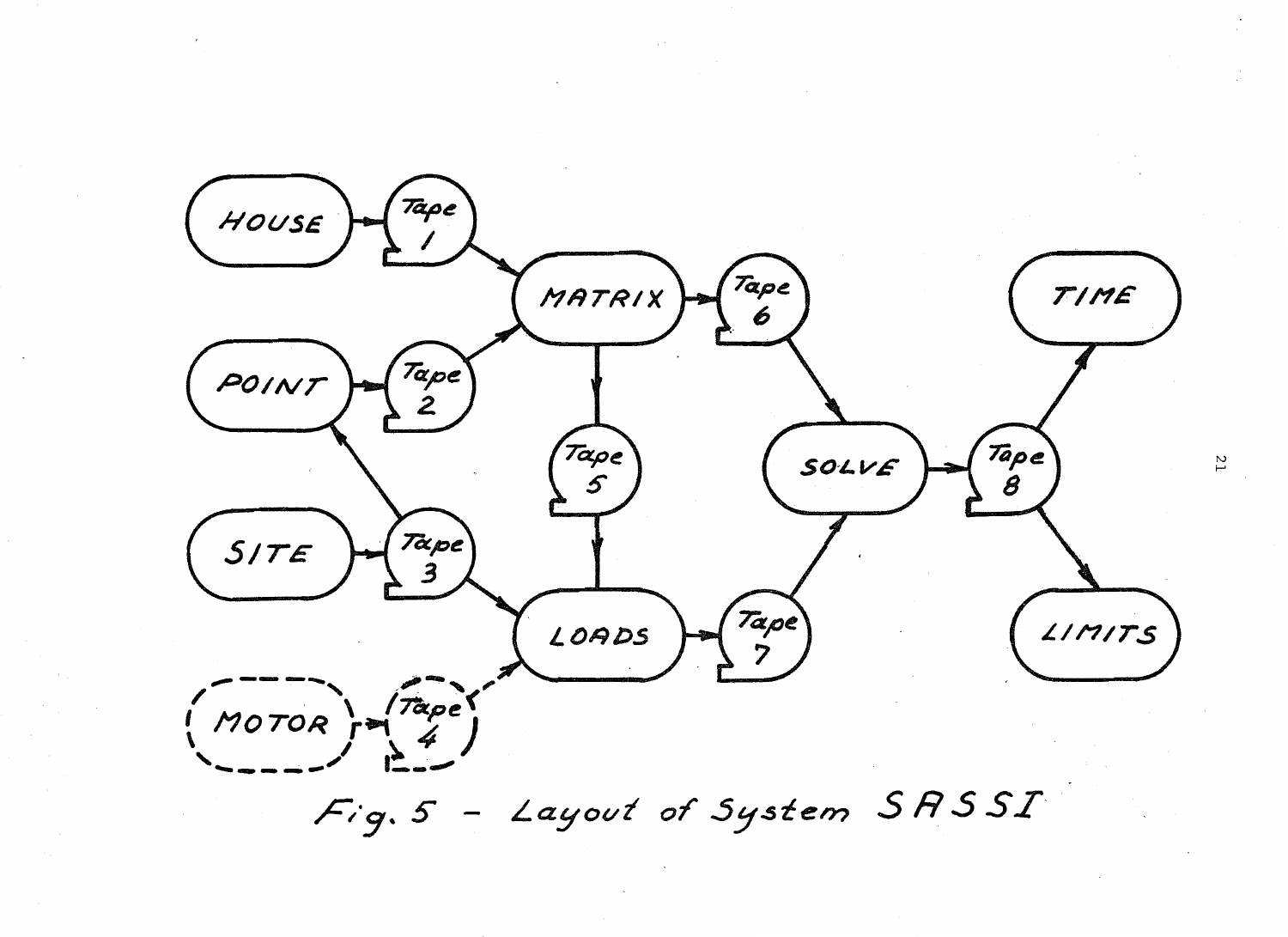HOUSE

Tape 1

MATRIX

Tape 6

TIME

POINT

Tape 2

Tape 5

SOLVE

Tape 8

SITE

Tape 3

LOADS

Tape 7

LIMITS

MOTOR

Tape 4

Fig. 5 - Layout of System SASSI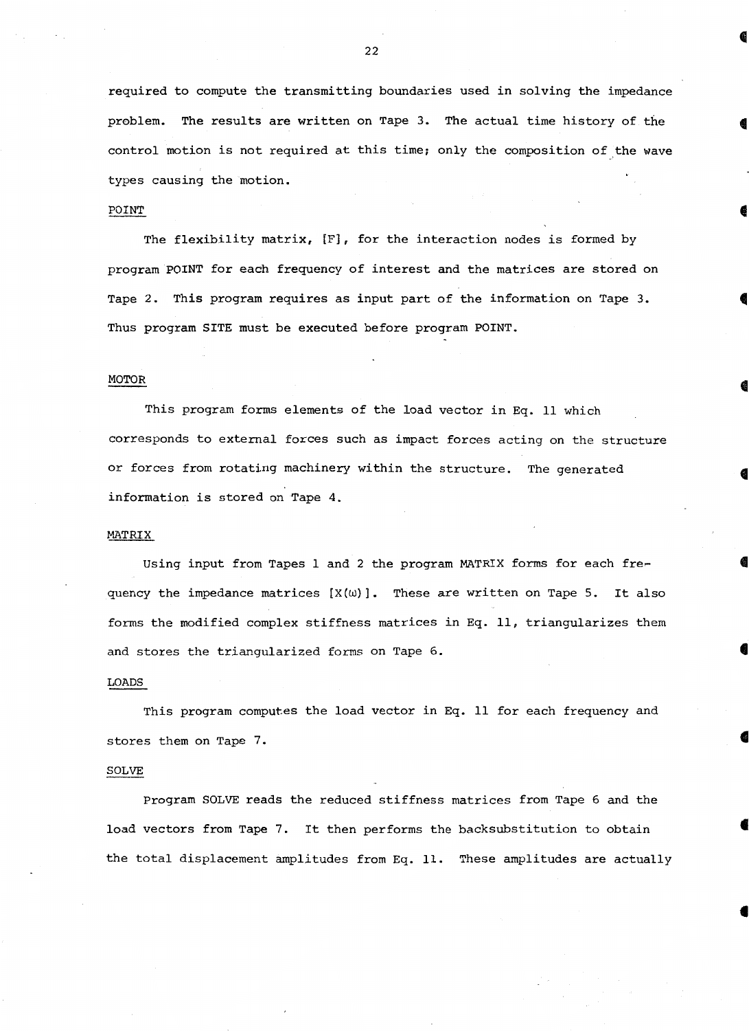required to compute the transmitting boundaries used in solving the impedance problem. The results are written on Tape 3. The actual time history of the control motion is not required at this time; only the composition of the wave types causing the motion.

POINT

The flexibility matrix, [F], for the interaction nodes is formed by program POINT for each frequency of interest and the matrices are stored on Tape 2. This program requires as input part of the information on Tape 3. Thus program SITE must be executed before program POINT.

MOTOR

This program forms elements of the load vector in Eq. 11 which corresponds to external forces such as impact forces acting on the structure or forces from rotating machinery within the structure. The generated information is stored on Tape 4.

MATRIX

Using input from Tapes 1 and 2 the program MATRIX forms for each frequency the impedance matrices $[X(\omega)]$. These are written on Tape 5. It also forms the modified complex stiffness matrices in Eq. 11, triangularizes them and stores the triangularized forms on Tape 6.

LOADS

This program computes the load vector in Eq. 11 for each frequency and stores them on Tape 7.

SOLVE

Program SOLVE reads the reduced stiffness matrices from Tape 6 and the load vectors from Tape 7. It then performs the backsubstitution to obtain the total displacement amplitudes from Eq. 11. These amplitudes are actually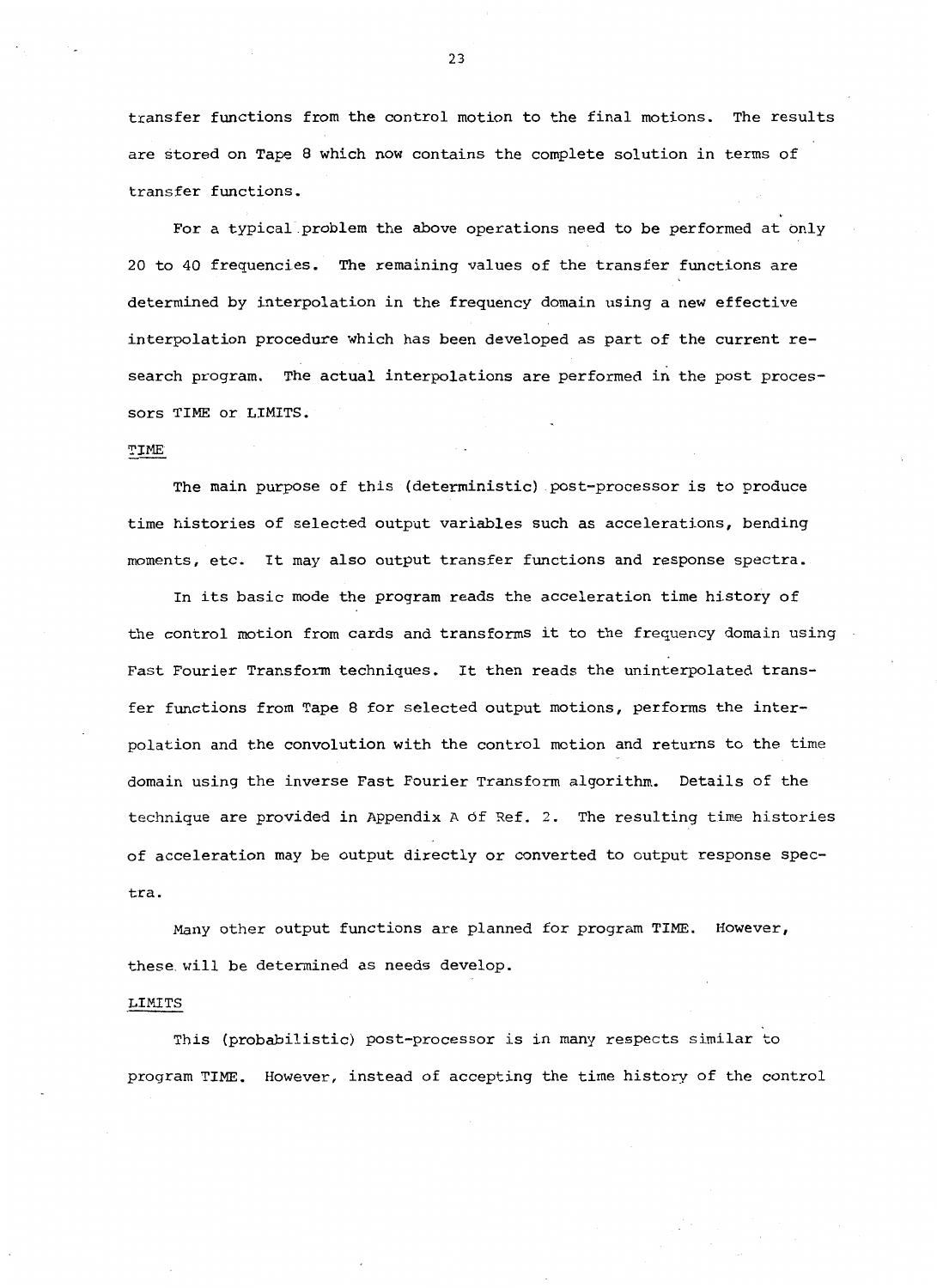transfer functions from the control motion to the final motions. The results are stored on Tape 8 which now contains the complete solution in terms of transfer functions.

For a typical problem the above operations need to be performed at only 20 to 40 frequencies. The remaining values of the transfer functions are determined by interpolation in the frequency domain using a new effective interpolation procedure which has been developed as part of the current research program. The actual interpolations are performed in the post processors TIME or LIMITS.

### TIME

The main purpose of this (deterministic) post-processor is to produce time histories of selected output variables such as accelerations, bending moments, etc. It may also output transfer functions and response spectra.

In its basic mode the program reads the acceleration time history of the control motion from cards and transforms it to the frequency domain using Fast Fourier Transform techniques. It then reads the uninterpolated transfer functions from Tape 8 for selected output motions, performs the interpolation and the convolution with the control motion and returns to the time domain using the inverse Fast Fourier Transform algorithm. Details of the technique are provided in Appendix A of Ref. 2. The resulting time histories of acceleration may be output directly or converted to output response spectra.

Many other output functions are planned for program TIME. However, these will be determined as needs develop.

### LIMITS

This (probabilistic) post-processor is in many respects similar to program TIME. However, instead of accepting the time history of the control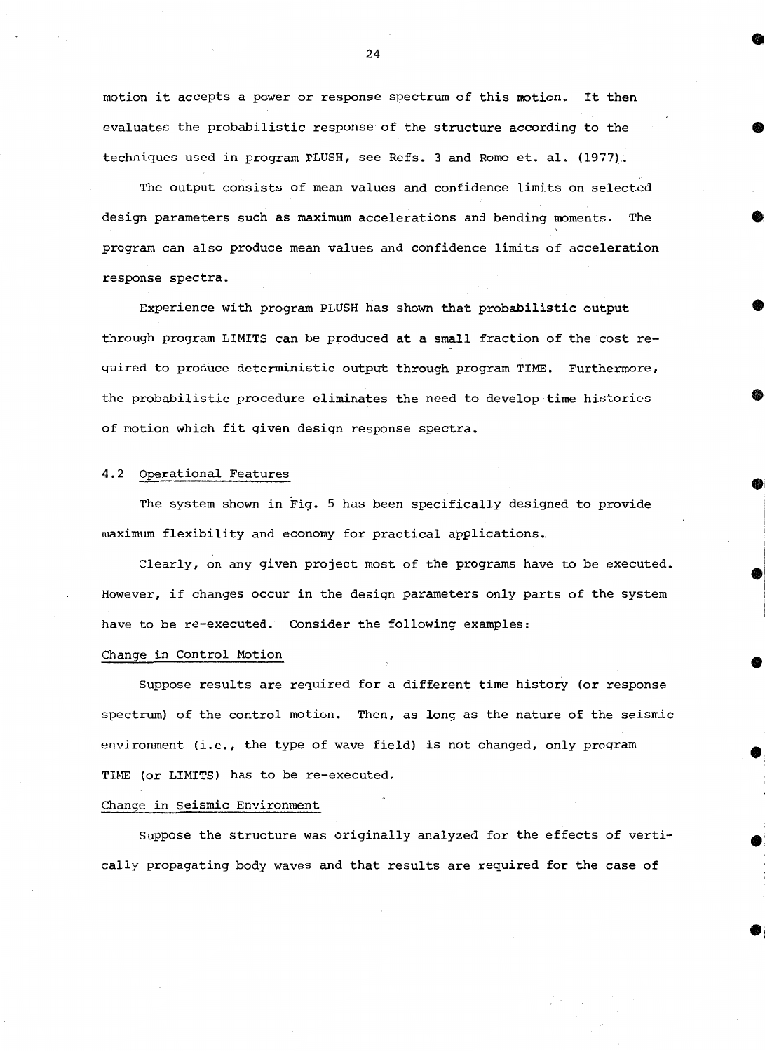motion it accepts a power or response spectrum of this motion. It then evaluates the probabilistic response of the structure according to the techniques used in program PLUSH, see Refs. 3 and Romo et. al. (1977).

The output consists of mean values and confidence limits on selected design parameters such as maximum accelerations and bending moments. The program can also produce mean values and confidence limits of acceleration response spectra.

Experience with program PLUSH has shown that probabilistic output through program LIMITS can be produced at a small fraction of the cost required to produce deterministic output through program TIME. Furthermore, the probabilistic procedure eliminates the need to develop time histories of motion which fit given design response spectra.

## 4.2 Operational Features

The system shown in Fig. 5 has been specifically designed to provide maximum flexibility and economy for practical applications.

Clearly, on any given project most of the programs have to be executed. However, if changes occur in the design parameters only parts of the system have to be re-executed. Consider the following examples:

### Change in Control Motion

Suppose results are required for a different time history (or response spectrum) of the control motion. Then, as long as the nature of the seismic environment (i.e., the type of wave field) is not changed, only program TIME (or LIMITS) has to be re-executed.

### Change in Seismic Environment

Suppose the structure was originally analyzed for the effects of vertically propagating body waves and that results are required for the case of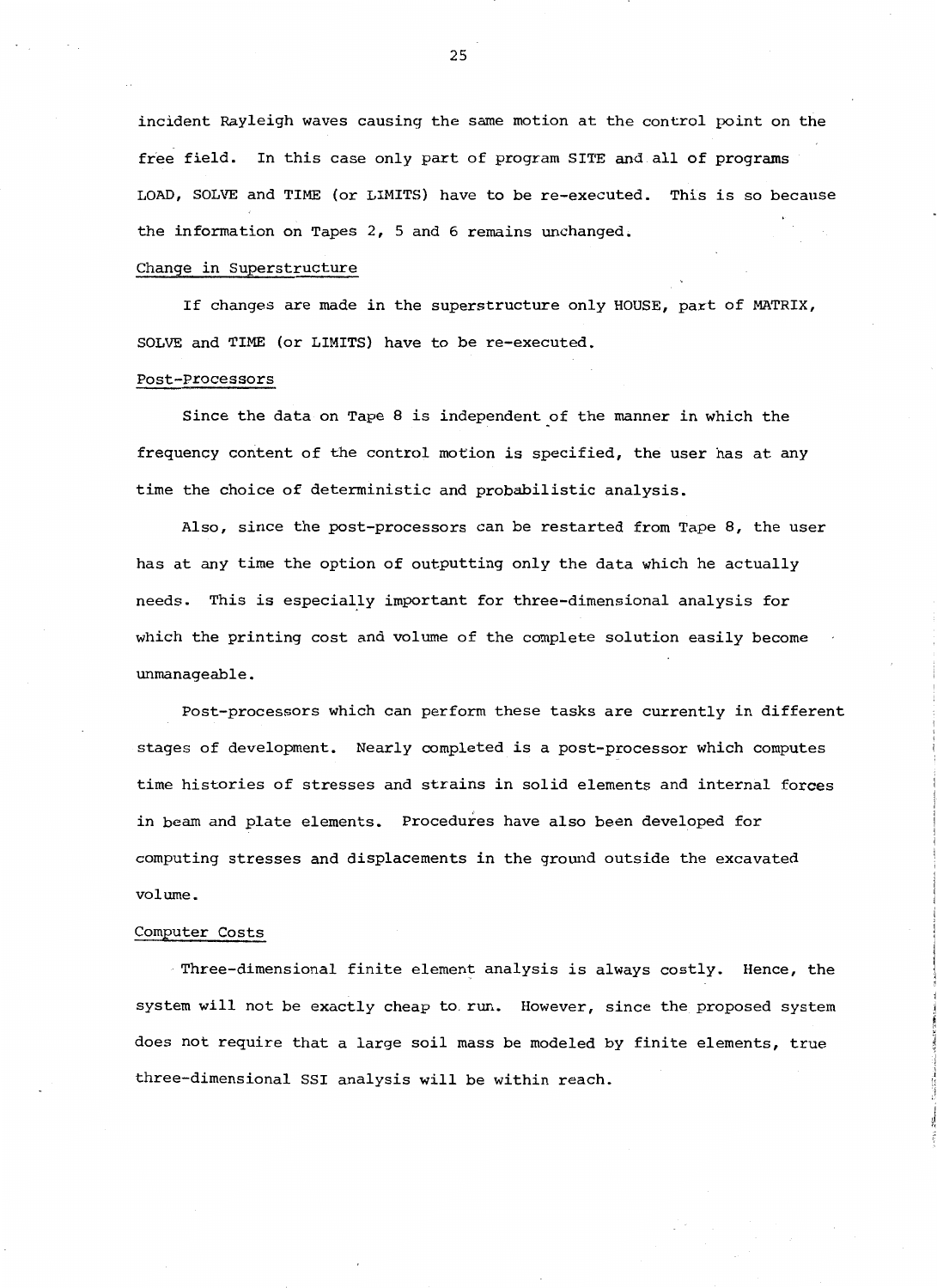incident Rayleigh waves causing the same motion at the control point on the free field. In this case only part of program SITE and all of programs LOAD, SOLVE and TIME (or LIMITS) have to be re-executed. This is so because the information on Tapes 2, 5 and 6 remains unchanged.

### Change in Superstructure

If changes are made in the superstructure only HOUSE, part of MATRIX, SOLVE and TIME (or LIMITS) have to be re-executed.

### Post-Processors

Since the data on Tape 8 is independent of the manner in which the frequency content of the control motion is specified, the user has at any time the choice of deterministic and probabilistic analysis.

Also, since the post-processors can be restarted from Tape 8, the user has at any time the option of outputting only the data which he actually needs. This is especially important for three-dimensional analysis for which the printing cost and volume of the complete solution easily become unmanageable.

Post-processors which can perform these tasks are currently in different stages of development. Nearly completed is a post-processor which computes time histories of stresses and strains in solid elements and internal forces in beam and plate elements. Procedures have also been developed for computing stresses and displacements in the ground outside the excavated volume.

### Computer Costs

Three-dimensional finite element analysis is always costly. Hence, the system will not be exactly cheap to run. However, since the proposed system does not require that a large soil mass be modeled by finite elements, true three-dimensional SSI analysis will be within reach.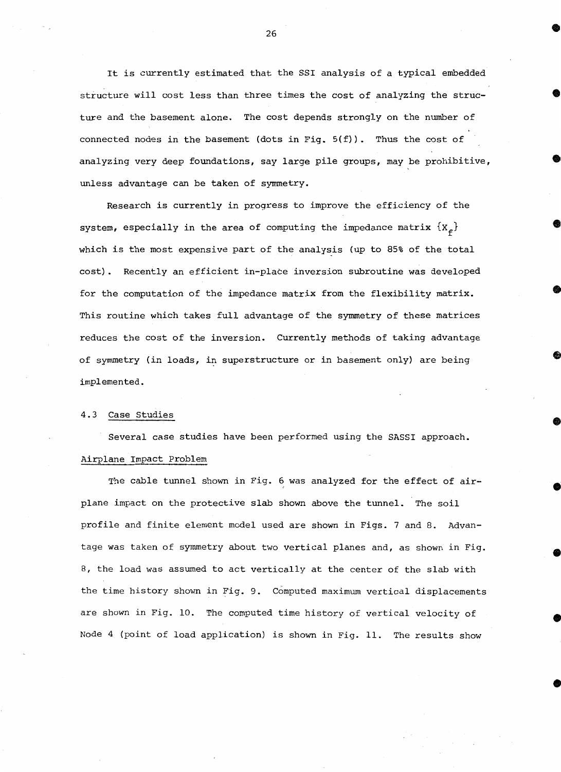It is currently estimated that the SSI analysis of a typical embedded structure will cost less than three times the cost of analyzing the structure and the basement alone. The cost depends strongly on the number of connected nodes in the basement (dots in Fig. 5(f)). Thus the cost of analyzing very deep foundations, say large pile groups, may be prohibitive, unless advantage can be taken of symmetry.

Research is currently in progress to improve the efficiency of the system, especially in the area of computing the impedance matrix $\{X_f\}$ which is the most expensive part of the analysis (up to 85% of the total cost). Recently an efficient in-place inversion subroutine was developed for the computation of the impedance matrix from the flexibility matrix. This routine which takes full advantage of the symmetry of these matrices reduces the cost of the inversion. Currently methods of taking advantage of symmetry (in loads, in superstructure or in basement only) are being implemented.

### 4.3 Case Studies

Several case studies have been performed using the SASSI approach.

#### Airplane Impact Problem

The cable tunnel shown in Fig. 6 was analyzed for the effect of airplane impact on the protective slab shown above the tunnel. The soil profile and finite element model used are shown in Figs. 7 and 8. Advantage was taken of symmetry about two vertical planes and, as shown in Fig. 8, the load was assumed to act vertically at the center of the slab with the time history shown in Fig. 9. Computed maximum vertical displacements are shown in Fig. 10. The computed time history of vertical velocity of Node 4 (point of load application) is shown in Fig. 11. The results show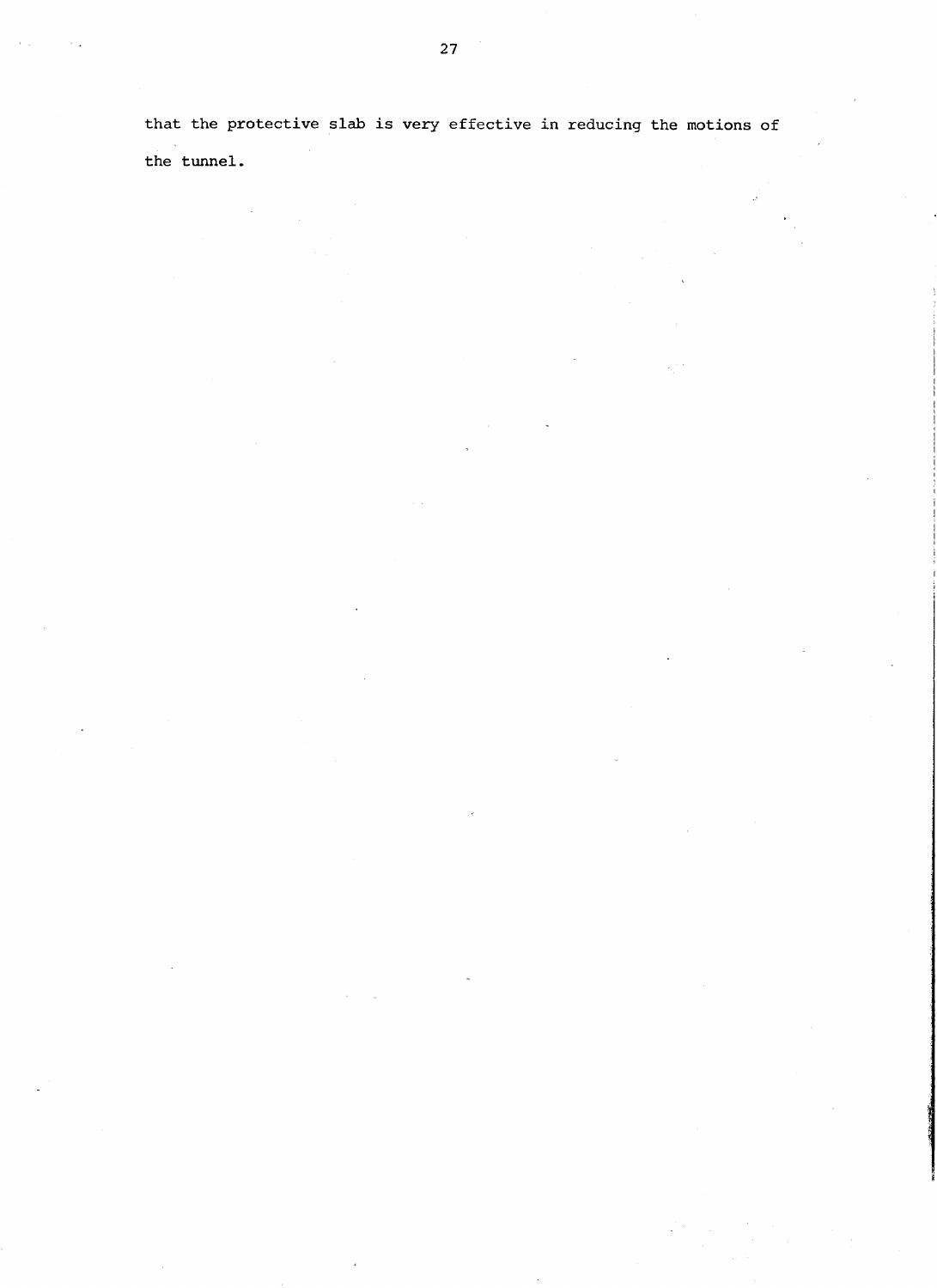that the protective slab is very effective in reducing the motions of the tunnel.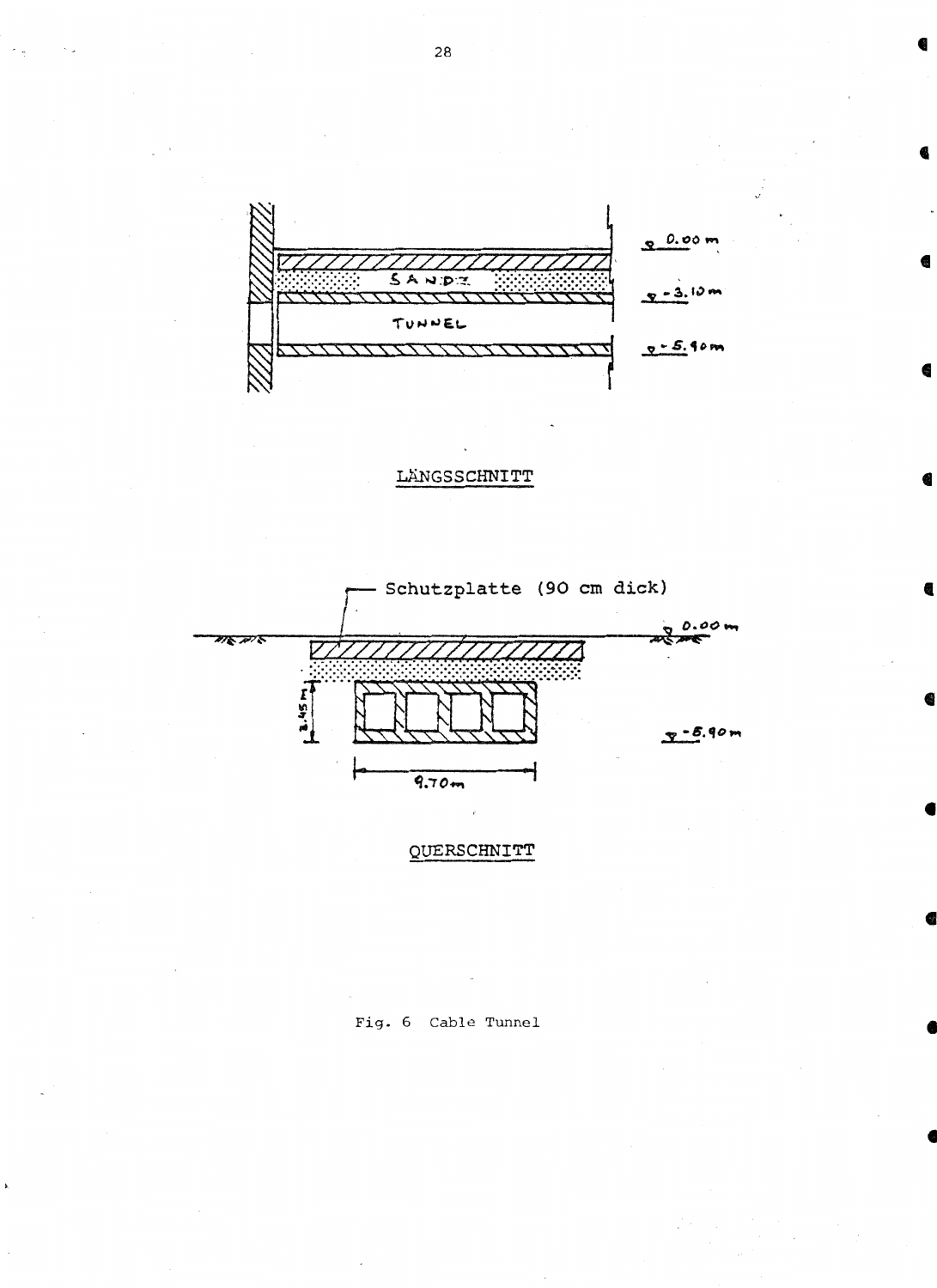SANDZ

TUNNEL

0.00 m

-3.10 m

-5.90 m

LÄNGSSCHNITT

Schutzplatte (90 cm dick)

0.00 m

3.45 m

-5.90 m

9.70 m

QUERSCHNITT

Fig. 6 Cable Tunnel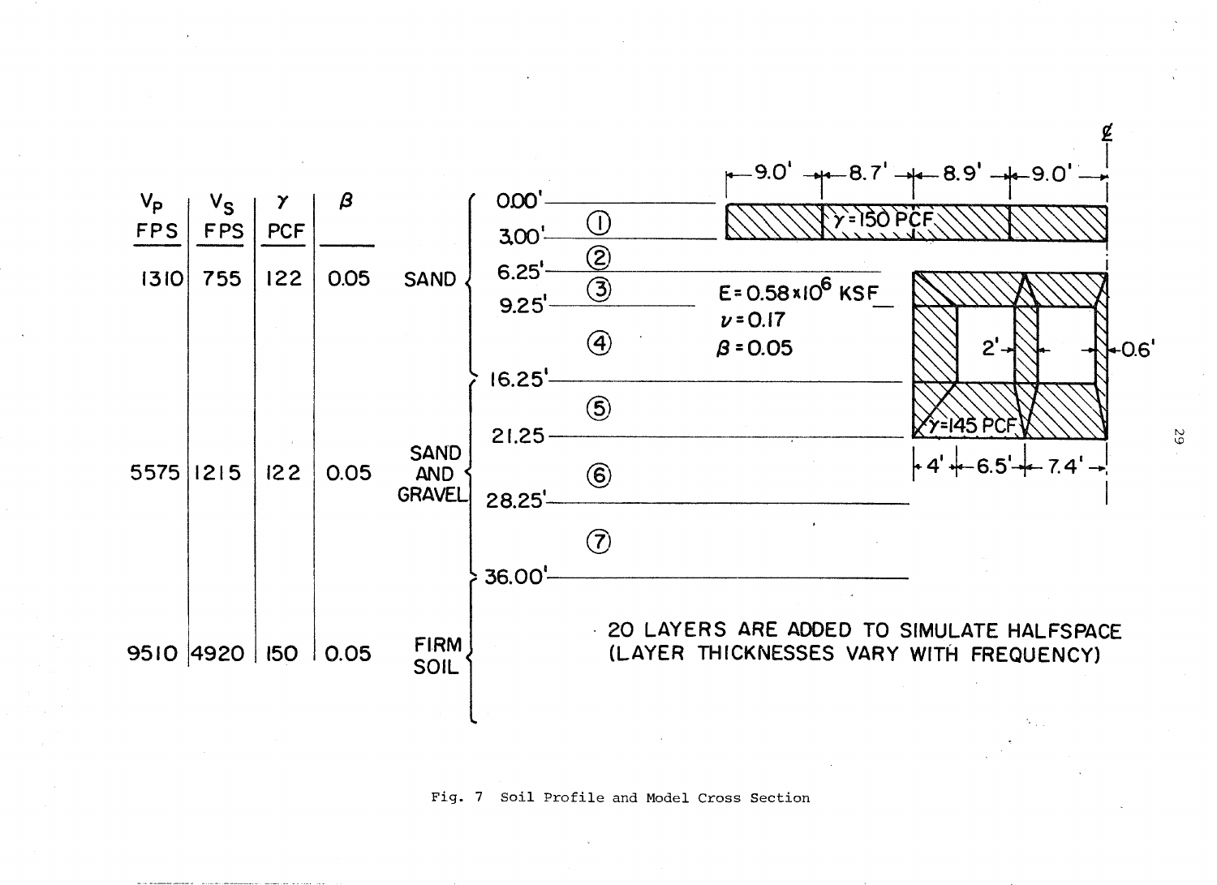| $V_P$ FPS | $V_S$ FPS | $\gamma$ PCF | $\beta$ | |
|---|---|---|---|---|
| 1310 | 755 | 122 | 0.05 | SAND |
| 5575 | 1215 | 122 | 0.05 | SAND AND GRAVEL |
| 9510 | 4920 | 150 | 0.05 | FIRM SOIL |

0.00'

3.00'

6.25'

9.25'

16.25'

21.25

28.25'

36.00'

① ② ③ ④ ⑤ ⑥ ⑦

9.0'  8.7'  8.9'  9.0'

$\gamma$ = 150 PCF

$E = 0.58 \times 10^6$ KSF

$\nu = 0.17$

$\beta = 0.05$

2'

0.6'

$\gamma$ = 145 PCF

4'  6.5'  7.4'

20 LAYERS ARE ADDED TO SIMULATE HALFSPACE (LAYER THICKNESSES VARY WITH FREQUENCY)

Fig. 7 Soil Profile and Model Cross Section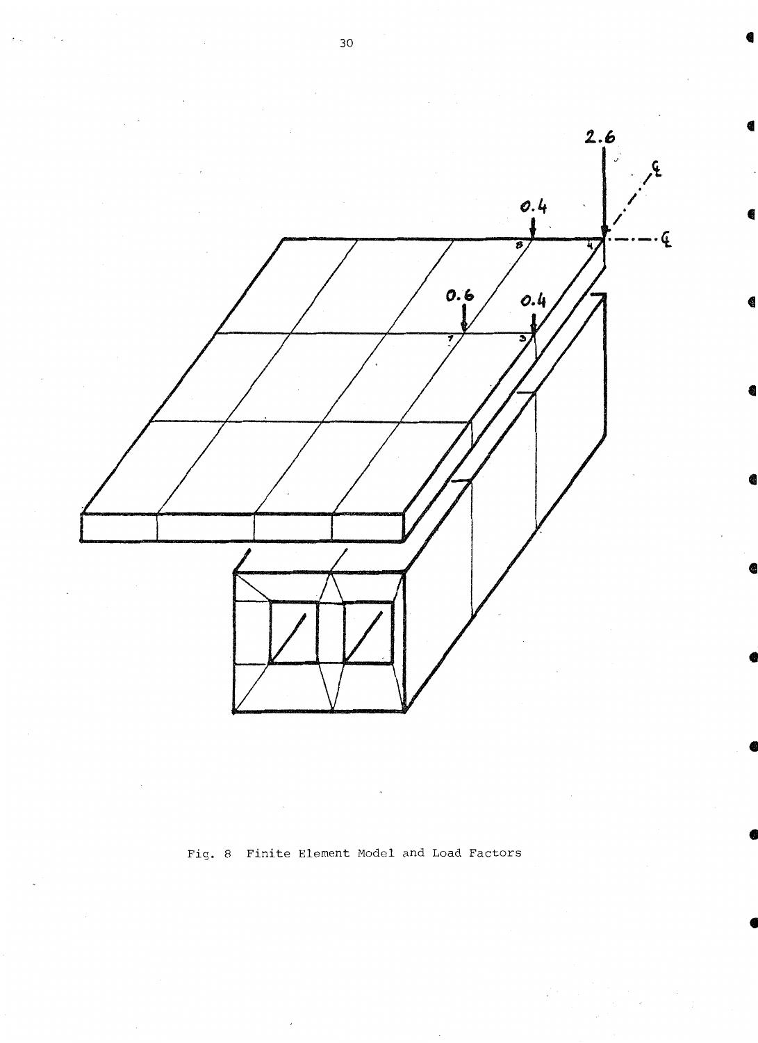2.6

0.4

0.6

0.4

8

4

7

3

℄

℄

Fig. 8 Finite Element Model and Load Factors